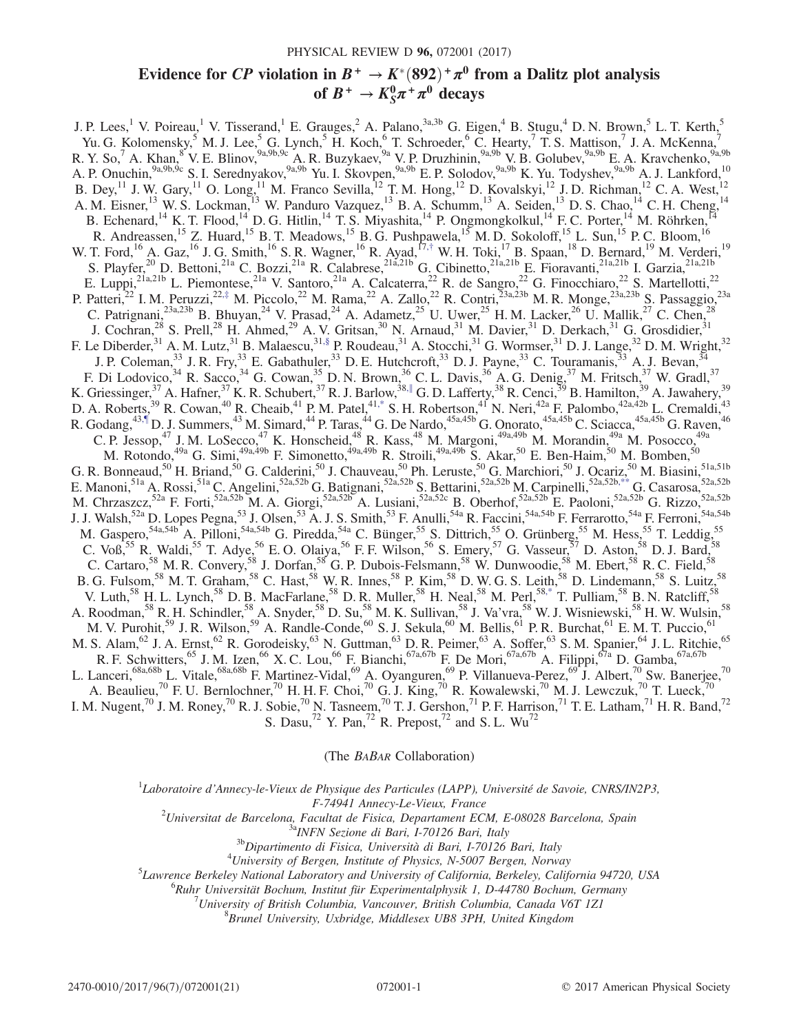# Evidence for *CP* violation in $B^+ \to K^*(892)^+\pi^0$ from a Dalitz plot analysis of $B^+ \to K_S^0\pi^+\pi^0$ decays

J. P. Lees,[1] V. Poireau,[1] V. Tisserand,[1] E. Grauges,[2] A. Palano,[3a,3b] G. Eigen,[4] B. Stugu,[4] D. N. Brown,[5] L. T. Kerth,[5] Yu. G. Kolomensky,[5] M. J. Lee,[5] G. Lynch,[5] H. Koch,[6] T. Schroeder,[6] C. Hearty,[7] T. S. Mattison,[7] J. A. McKenna,[7] R. Y. So,[7] A. Khan,[8] V. E. Blinov,[9a,9b,9c] A. R. Buzykaev,[9a] V. P. Druzhinin,[9a,9b] V. B. Golubev,[9a,9b] E. A. Kravchenko,[9a,9b] A. P. Onuchin,[9a,9b,9c] S. I. Serednyakov,[9a,9b] Yu. I. Skovpen,[9a,9b] E. P. Solodov,[9a,9b] K. Yu. Todyshev,[9a,9b] A. J. Lankford,[10] B. Dey,[11] J. W. Gary,[11] O. Long,[11] M. Franco Sevilla,[12] T. M. Hong,[12] D. Kovalskyi,[12] J. D. Richman,[12] C. A. West,[12] A. M. Eisner,[13] W. S. Lockman,[13] W. Panduro Vazquez,[13] B. A. Schumm,[13] A. Seiden,[13] D. S. Chao,[14] C. H. Cheng,[14] B. Echenard,[14] K. T. Flood,[14] D. G. Hitlin,[14] T. S. Miyashita,[14] P. Ongmongkolkul,[14] F. C. Porter,[14] M. Röhrken,[14] R. Andreassen,[15] Z. Huard,[15] B. T. Meadows,[15] B. G. Pushpawela,[15] M. D. Sokoloff,[15] L. Sun,[15] P. C. Bloom,[16] W. T. Ford,[16] A. Gaz,[16] J. G. Smith,[16] S. R. Wagner,[16] R. Ayad,[17,†] W. H. Toki,[17] B. Spaan,[18] D. Bernard,[19] M. Verderi,[19] S. Playfer,[20] D. Bettoni,[21a] C. Bozzi,[21a] R. Calabrese,[21a,21b] G. Cibinetto,[21a,21b] E. Fioravanti,[21a,21b] I. Garzia,[21a,21b] E. Luppi,[21a,21b] L. Piemontese,[21a] V. Santoro,[21a] A. Calcaterra,[22] R. de Sangro,[22] G. Finocchiaro,[22] S. Martellotti,[22] P. Patteri,[22] I. M. Peruzzi,[22,‡] M. Piccolo,[22] M. Rama,[22] A. Zallo,[22] R. Contri,[23a,23b] M. R. Monge,[23a,23b] S. Passaggio,[23a] C. Patrignani,[23a,23b] B. Bhuyan,[24] V. Prasad,[24] A. Adametz,[25] U. Uwer,[25] H. M. Lacker,[26] U. Mallik,[27] C. Chen,[28] J. Cochran,[28] S. Prell,[28] H. Ahmed,[29] A. V. Gritsan,[30] N. Arnaud,[31] M. Davier,[31] D. Derkach,[31] G. Grosdidier,[31] F. Le Diberder,[31] A. M. Lutz,[31] B. Malaescu,[31,§] P. Roudeau,[31] A. Stocchi,[31] G. Wormser,[31] D. J. Lange,[32] D. M. Wright,[32] J. P. Coleman,[33] J. R. Fry,[33] E. Gabathuler,[33] D. E. Hutchcroft,[33] D. J. Payne,[33] C. Touramanis,[33] A. J. Bevan,[34] F. Di Lodovico,[34] R. Sacco,[34] G. Cowan,[35] D. N. Brown,[36] C. L. Davis,[36] A. G. Denig,[37] M. Fritsch,[37] W. Gradl,[37] K. Griessinger,[37] A. Hafner,[37] K. R. Schubert,[37] R. J. Barlow,[38,∥] G. D. Lafferty,[38] R. Cenci,[39] B. Hamilton,[39] A. Jawahery,[39] D. A. Roberts,[39] R. Cowan,[40] R. Cheaib,[41] P. M. Patel,[41,*] S. H. Robertson,[41] N. Neri,[42a] F. Palombo,[42a,42b] L. Cremaldi,[43] R. Godang,[43,¶] D. J. Summers,[43] M. Simard,[44] P. Taras,[44] G. De Nardo,[45a,45b] G. Onorato,[45a,45b] C. Sciacca,[45a,45b] G. Raven,[46] C. P. Jessop,[47] J. M. LoSecco,[47] K. Honscheid,[48] R. Kass,[48] M. Margoni,[49a,49b] M. Morandin,[49a] M. Posocco,[49a] M. Rotondo,[49a] G. Simi,[49a,49b] F. Simonetto,[49a,49b] R. Stroili,[49a,49b] S. Akar,[50] E. Ben-Haim,[50] M. Bomben,[50] G. R. Bonneaud,[50] H. Briand,[50] G. Calderini,[50] J. Chauveau,[50] Ph. Leruste,[50] G. Marchiori,[50] J. Ocariz,[50] M. Biasini,[51a,51b] E. Manoni,[51a] A. Rossi,[51a] C. Angelini,[52a,52b] G. Batignani,[52a,52b] S. Bettarini,[52a,52b] M. Carpinelli,[52a,52b,**] G. Casarosa,[52a,52b] M. Chrzaszcz,[52a] F. Forti,[52a,52b] M. A. Giorgi,[52a,52b] A. Lusiani,[52a,52c] B. Oberhof,[52a,52b] E. Paoloni,[52a,52b] G. Rizzo,[52a,52b] J. J. Walsh,[52a] D. Lopes Pegna,[53] J. Olsen,[53] A. J. S. Smith,[53] F. Anulli,[54a] R. Faccini,[54a,54b] F. Ferrarotto,[54a] F. Ferroni,[54a,54b] M. Gaspero,[54a,54b] A. Pilloni,[54a,54b] G. Piredda,[54a] C. Bünger,[55] S. Dittrich,[55] O. Grünberg,[55] M. Hess,[55] T. Leddig,[55] C. Voß,[55] R. Waldi,[55] T. Adye,[56] E. O. Olaiya,[56] F. F. Wilson,[56] S. Emery,[57] G. Vasseur,[57] D. Aston,[58] D. J. Bard,[58] C. Cartaro,[58] M. R. Convery,[58] J. Dorfan,[58] G. P. Dubois-Felsmann,[58] W. Dunwoodie,[58] M. Ebert,[58] R. C. Field,[58] B. G. Fulsom,[58] M. T. Graham,[58] C. Hast,[58] W. R. Innes,[58] P. Kim,[58] D. W. G. S. Leith,[58] D. Lindemann,[58] S. Luitz,[58] V. Luth,[58] H. L. Lynch,[58] D. B. MacFarlane,[58] D. R. Muller,[58] H. Neal,[58] M. Perl,[58,*] T. Pulliam,[58] B. N. Ratcliff,[58] A. Roodman,[58] R. H. Schindler,[58] A. Snyder,[58] D. Su,[58] M. K. Sullivan,[58] J. Va'vra,[58] W. J. Wisniewski,[58] H. W. Wulsin,[58] M. V. Purohit,[59] J. R. Wilson,[59] A. Randle-Conde,[60] S. J. Sekula,[60] M. Bellis,[61] P. R. Burchat,[61] E. M. T. Puccio,[61] M. S. Alam,[62] J. A. Ernst,[62] R. Gorodeisky,[63] N. Guttman,[63] D. R. Peimer,[63] A. Soffer,[63] S. M. Spanier,[64] J. L. Ritchie,[65] R. F. Schwitters,[65] J. M. Izen,[66] X. C. Lou,[66] F. Bianchi,[67a,67b] F. De Mori,[67a,67b] A. Filippi,[67a] D. Gamba,[67a,67b] L. Lanceri,[68a,68b] L. Vitale,[68a,68b] F. Martinez-Vidal,[69] A. Oyanguren,[69] P. Villanueva-Perez,[69] J. Albert,[70] Sw. Banerjee,[70] A. Beaulieu,[70] F. U. Bernlochner,[70] H. H. F. Choi,[70] G. J. King,[70] R. Kowalewski,[70] M. J. Lewczuk,[70] T. Lueck,[70] I. M. Nugent,[70] J. M. Roney,[70] R. J. Sobie,[70] N. Tasneem,[70] T. J. Gershon,[71] P. F. Harrison,[71] T. E. Latham,[71] H. R. Band,[72] S. Dasu,[72] Y. Pan,[72] R. Prepost,[72] and S. L. Wu[72]

(The *BABAR* Collaboration)

[1] *Laboratoire d'Annecy-le-Vieux de Physique des Particules (LAPP), Université de Savoie, CNRS/IN2P3, F-74941 Annecy-Le-Vieux, France*

[2] *Universitat de Barcelona, Facultat de Fisica, Departament ECM, E-08028 Barcelona, Spain*

[3a] *INFN Sezione di Bari, I-70126 Bari, Italy*

[3b] *Dipartimento di Fisica, Università di Bari, I-70126 Bari, Italy*

[4] *University of Bergen, Institute of Physics, N-5007 Bergen, Norway*

[5] *Lawrence Berkeley National Laboratory and University of California, Berkeley, California 94720, USA*

[6] *Ruhr Universität Bochum, Institut für Experimentalphysik 1, D-44780 Bochum, Germany*

[7] *University of British Columbia, Vancouver, British Columbia, Canada V6T 1Z1*

[8] *Brunel University, Uxbridge, Middlesex UB8 3PH, United Kingdom*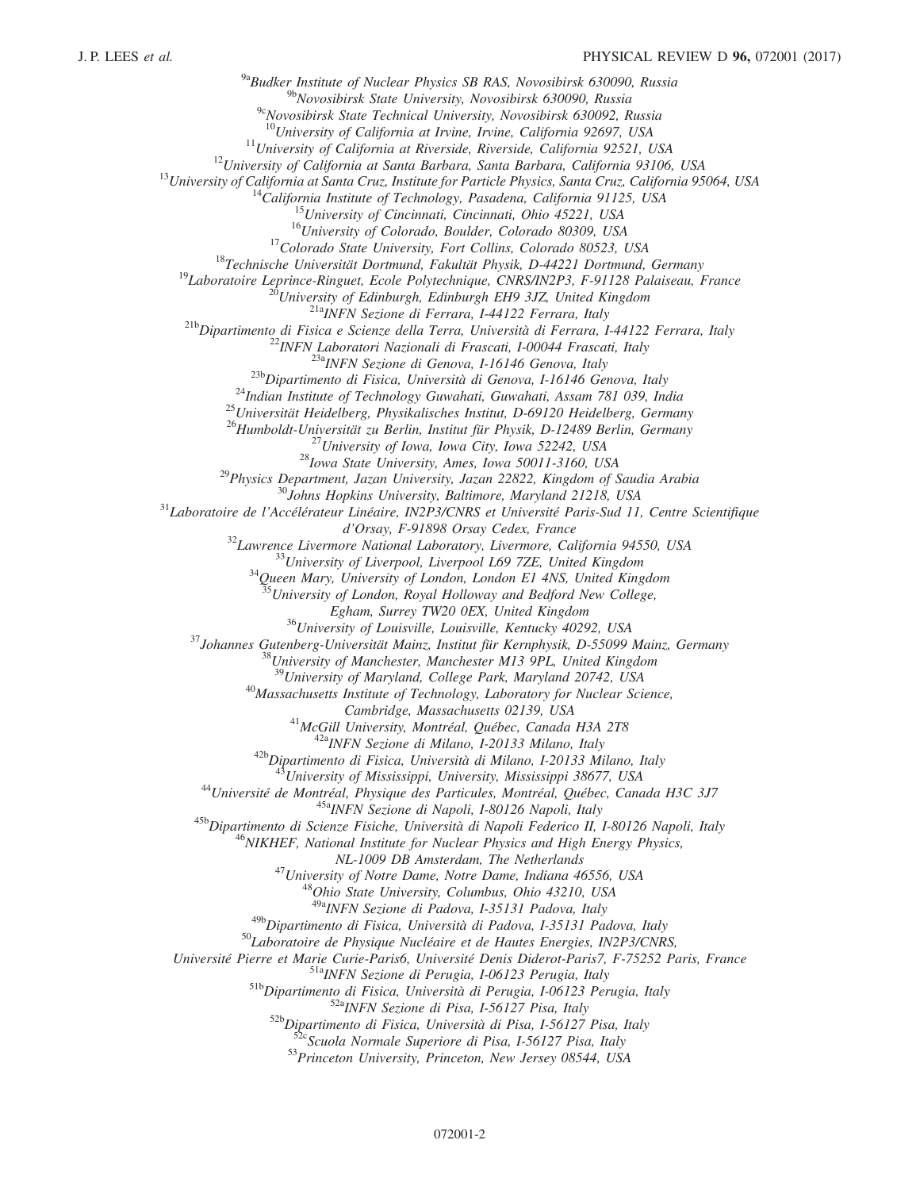[9a]*Budker Institute of Nuclear Physics SB RAS, Novosibirsk 630090, Russia*
[9b]*Novosibirsk State University, Novosibirsk 630090, Russia*
[9c]*Novosibirsk State Technical University, Novosibirsk 630092, Russia*
[10]*University of California at Irvine, Irvine, California 92697, USA*
[11]*University of California at Riverside, Riverside, California 92521, USA*
[12]*University of California at Santa Barbara, Santa Barbara, California 93106, USA*
[13]*University of California at Santa Cruz, Institute for Particle Physics, Santa Cruz, California 95064, USA*
[14]*California Institute of Technology, Pasadena, California 91125, USA*
[15]*University of Cincinnati, Cincinnati, Ohio 45221, USA*
[16]*University of Colorado, Boulder, Colorado 80309, USA*
[17]*Colorado State University, Fort Collins, Colorado 80523, USA*
[18]*Technische Universität Dortmund, Fakultät Physik, D-44221 Dortmund, Germany*
[19]*Laboratoire Leprince-Ringuet, Ecole Polytechnique, CNRS/IN2P3, F-91128 Palaiseau, France*
[20]*University of Edinburgh, Edinburgh EH9 3JZ, United Kingdom*
[21a]*INFN Sezione di Ferrara, I-44122 Ferrara, Italy*
[21b]*Dipartimento di Fisica e Scienze della Terra, Università di Ferrara, I-44122 Ferrara, Italy*
[22]*INFN Laboratori Nazionali di Frascati, I-00044 Frascati, Italy*
[23a]*INFN Sezione di Genova, I-16146 Genova, Italy*
[23b]*Dipartimento di Fisica, Università di Genova, I-16146 Genova, Italy*
[24]*Indian Institute of Technology Guwahati, Guwahati, Assam 781 039, India*
[25]*Universität Heidelberg, Physikalisches Institut, D-69120 Heidelberg, Germany*
[26]*Humboldt-Universität zu Berlin, Institut für Physik, D-12489 Berlin, Germany*
[27]*University of Iowa, Iowa City, Iowa 52242, USA*
[28]*Iowa State University, Ames, Iowa 50011-3160, USA*
[29]*Physics Department, Jazan University, Jazan 22822, Kingdom of Saudia Arabia*
[30]*Johns Hopkins University, Baltimore, Maryland 21218, USA*
[31]*Laboratoire de l'Accélérateur Linéaire, IN2P3/CNRS et Université Paris-Sud 11, Centre Scientifique d'Orsay, F-91898 Orsay Cedex, France*
[32]*Lawrence Livermore National Laboratory, Livermore, California 94550, USA*
[33]*University of Liverpool, Liverpool L69 7ZE, United Kingdom*
[34]*Queen Mary, University of London, London E1 4NS, United Kingdom*
[35]*University of London, Royal Holloway and Bedford New College, Egham, Surrey TW20 0EX, United Kingdom*
[36]*University of Louisville, Louisville, Kentucky 40292, USA*
[37]*Johannes Gutenberg-Universität Mainz, Institut für Kernphysik, D-55099 Mainz, Germany*
[38]*University of Manchester, Manchester M13 9PL, United Kingdom*
[39]*University of Maryland, College Park, Maryland 20742, USA*
[40]*Massachusetts Institute of Technology, Laboratory for Nuclear Science, Cambridge, Massachusetts 02139, USA*
[41]*McGill University, Montréal, Québec, Canada H3A 2T8*
[42a]*INFN Sezione di Milano, I-20133 Milano, Italy*
[42b]*Dipartimento di Fisica, Università di Milano, I-20133 Milano, Italy*
[43]*University of Mississippi, University, Mississippi 38677, USA*
[44]*Université de Montréal, Physique des Particules, Montréal, Québec, Canada H3C 3J7*
[45a]*INFN Sezione di Napoli, I-80126 Napoli, Italy*
[45b]*Dipartimento di Scienze Fisiche, Università di Napoli Federico II, I-80126 Napoli, Italy*
[46]*NIKHEF, National Institute for Nuclear Physics and High Energy Physics, NL-1009 DB Amsterdam, The Netherlands*
[47]*University of Notre Dame, Notre Dame, Indiana 46556, USA*
[48]*Ohio State University, Columbus, Ohio 43210, USA*
[49a]*INFN Sezione di Padova, I-35131 Padova, Italy*
[49b]*Dipartimento di Fisica, Università di Padova, I-35131 Padova, Italy*
[50]*Laboratoire de Physique Nucléaire et de Hautes Energies, IN2P3/CNRS, Université Pierre et Marie Curie-Paris6, Université Denis Diderot-Paris7, F-75252 Paris, France*
[51a]*INFN Sezione di Perugia, I-06123 Perugia, Italy*
[51b]*Dipartimento di Fisica, Università di Perugia, I-06123 Perugia, Italy*
[52a]*INFN Sezione di Pisa, I-56127 Pisa, Italy*
[52b]*Dipartimento di Fisica, Università di Pisa, I-56127 Pisa, Italy*
[52c]*Scuola Normale Superiore di Pisa, I-56127 Pisa, Italy*
[53]*Princeton University, Princeton, New Jersey 08544, USA*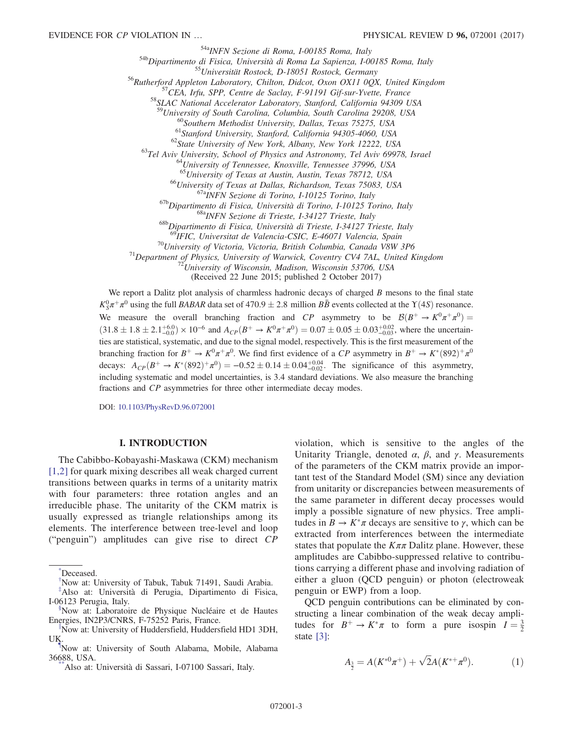[54a]INFN Sezione di Roma, I-00185 Roma, Italy
[54b]Dipartimento di Fisica, Università di Roma La Sapienza, I-00185 Roma, Italy
[55]Universität Rostock, D-18051 Rostock, Germany
[56]Rutherford Appleton Laboratory, Chilton, Didcot, Oxon OX11 0QX, United Kingdom
[57]CEA, Irfu, SPP, Centre de Saclay, F-91191 Gif-sur-Yvette, France
[58]SLAC National Accelerator Laboratory, Stanford, California 94309 USA
[59]University of South Carolina, Columbia, South Carolina 29208, USA
[60]Southern Methodist University, Dallas, Texas 75275, USA
[61]Stanford University, Stanford, California 94305-4060, USA
[62]State University of New York, Albany, New York 12222, USA
[63]Tel Aviv University, School of Physics and Astronomy, Tel Aviv 69978, Israel
[64]University of Tennessee, Knoxville, Tennessee 37996, USA
[65]University of Texas at Austin, Austin, Texas 78712, USA
[66]University of Texas at Dallas, Richardson, Texas 75083, USA
[67a]INFN Sezione di Torino, I-10125 Torino, Italy
[67b]Dipartimento di Fisica, Università di Torino, I-10125 Torino, Italy
[68a]INFN Sezione di Trieste, I-34127 Trieste, Italy
[68b]Dipartimento di Fisica, Università di Trieste, I-34127 Trieste, Italy
[69]IFIC, Universitat de Valencia-CSIC, E-46071 Valencia, Spain
[70]University of Victoria, Victoria, British Columbia, Canada V8W 3P6
[71]Department of Physics, University of Warwick, Coventry CV4 7AL, United Kingdom
[72]University of Wisconsin, Madison, Wisconsin 53706, USA

(Received 22 June 2015; published 2 October 2017)

We report a Dalitz plot analysis of charmless hadronic decays of charged $B$ mesons to the final state $K^0_S\pi^+\pi^0$ using the full *BABAR* data set of $470.9 \pm 2.8$ million $B\bar{B}$ events collected at the $\Upsilon(4S)$ resonance. We measure the overall branching fraction and $CP$ asymmetry to be $\mathcal{B}(B^+ \to K^0\pi^+\pi^0) = (31.8 \pm 1.8 \pm 2.1^{+6.0}_{-0.0}) \times 10^{-6}$ and $A_{CP}(B^+ \to K^0\pi^+\pi^0) = 0.07 \pm 0.05 \pm 0.03^{+0.02}_{-0.03}$, where the uncertainties are statistical, systematic, and due to the signal model, respectively. This is the first measurement of the branching fraction for $B^+ \to K^0\pi^+\pi^0$. We find first evidence of a $CP$ asymmetry in $B^+ \to K^*(892)^+\pi^0$ decays: $A_{CP}(B^+ \to K^*(892)^+\pi^0) = -0.52 \pm 0.14 \pm 0.04^{+0.04}_{-0.02}$. The significance of this asymmetry, including systematic and model uncertainties, is 3.4 standard deviations. We also measure the branching fractions and $CP$ asymmetries for three other intermediate decay modes.

DOI: 10.1103/PhysRevD.96.072001

## I. INTRODUCTION

The Cabibbo-Kobayashi-Maskawa (CKM) mechanism [1,2] for quark mixing describes all weak charged current transitions between quarks in terms of a unitarity matrix with four parameters: three rotation angles and an irreducible phase. The unitarity of the CKM matrix is usually expressed as triangle relationships among its elements. The interference between tree-level and loop ("penguin") amplitudes can give rise to direct $CP$ violation, which is sensitive to the angles of the Unitarity Triangle, denoted $\alpha$, $\beta$, and $\gamma$. Measurements of the parameters of the CKM matrix provide an important test of the Standard Model (SM) since any deviation from unitarity or discrepancies between measurements of the same parameter in different decay processes would imply a possible signature of new physics. Tree amplitudes in $B \to K^*\pi$ decays are sensitive to $\gamma$, which can be extracted from interferences between the intermediate states that populate the $K\pi\pi$ Dalitz plane. However, these amplitudes are Cabibbo-suppressed relative to contributions carrying a different phase and involving radiation of either a gluon (QCD penguin) or photon (electroweak penguin or EWP) from a loop.

QCD penguin contributions can be eliminated by constructing a linear combination of the weak decay amplitudes for $B^+ \to K^*\pi$ to form a pure isospin $I = \frac{3}{2}$ state [3]:

$$A_{\frac{3}{2}} = A(K^{*0}\pi^+) + \sqrt{2}A(K^{*+}\pi^0). \tag{1}$$

*Deceased.
†Now at: University of Tabuk, Tabuk 71491, Saudi Arabia.
‡Also at: Università di Perugia, Dipartimento di Fisica, I-06123 Perugia, Italy.
§Now at: Laboratoire de Physique Nucléaire et de Hautes Energies, IN2P3/CNRS, F-75252 Paris, France.
‖Now at: University of Huddersfield, Huddersfield HD1 3DH, UK.
¶Now at: University of South Alabama, Mobile, Alabama 36688, USA.
**Also at: Università di Sassari, I-07100 Sassari, Italy.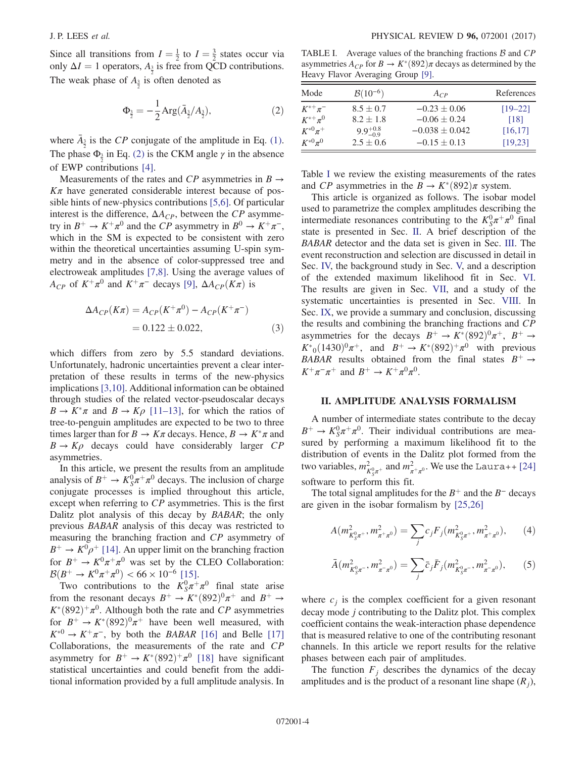Since all transitions from $I = \frac{1}{2}$ to $I = \frac{3}{2}$ states occur via only $\Delta I = 1$ operators, $A_{\frac{3}{2}}$ is free from QCD contributions. The weak phase of $A_{\frac{3}{2}}$ is often denoted as

$$\Phi_{\frac{3}{2}} = -\frac{1}{2}\mathrm{Arg}(\bar{A}_{\frac{3}{2}}/A_{\frac{3}{2}}), \tag{2}$$

where $\bar{A}_{\frac{3}{2}}$ is the $CP$ conjugate of the amplitude in Eq. (1). The phase $\Phi_{\frac{3}{2}}$ in Eq. (2) is the CKM angle $\gamma$ in the absence of EWP contributions [4].

Measurements of the rates and $CP$ asymmetries in $B \to K\pi$ have generated considerable interest because of possible hints of new-physics contributions [5,6]. Of particular interest is the difference, $\Delta A_{CP}$, between the $CP$ asymmetry in $B^+ \to K^+\pi^0$ and the $CP$ asymmetry in $B^0 \to K^+\pi^-$, which in the SM is expected to be consistent with zero within the theoretical uncertainties assuming U-spin symmetry and in the absence of color-suppressed tree and electroweak amplitudes [7,8]. Using the average values of $A_{CP}$ of $K^+\pi^0$ and $K^+\pi^-$ decays [9], $\Delta A_{CP}(K\pi)$ is

$$\begin{aligned}\Delta A_{CP}(K\pi) &= A_{CP}(K^+\pi^0) - A_{CP}(K^+\pi^-)\\ &= 0.122 \pm 0.022,\end{aligned} \tag{3}$$

which differs from zero by 5.5 standard deviations. Unfortunately, hadronic uncertainties prevent a clear interpretation of these results in terms of the new-physics implications [3,10]. Additional information can be obtained through studies of the related vector-pseudoscalar decays $B \to K^*\pi$ and $B \to K\rho$ [11–13], for which the ratios of tree-to-penguin amplitudes are expected to be two to three times larger than for $B \to K\pi$ decays. Hence, $B \to K^*\pi$ and $B \to K\rho$ decays could have considerably larger $CP$ asymmetries.

In this article, we present the results from an amplitude analysis of $B^+ \to K_S^0\pi^+\pi^0$ decays. The inclusion of charge conjugate processes is implied throughout this article, except when referring to $CP$ asymmetries. This is the first Dalitz plot analysis of this decay by *BABAR*; the only previous *BABAR* analysis of this decay was restricted to measuring the branching fraction and $CP$ asymmetry of $B^+ \to K^0\rho^+$ [14]. An upper limit on the branching fraction for $B^+ \to K^0\pi^+\pi^0$ was set by the CLEO Collaboration: $\mathcal{B}(B^+ \to K^0\pi^+\pi^0) < 66 \times 10^{-6}$ [15].

Two contributions to the $K_S^0\pi^+\pi^0$ final state arise from the resonant decays $B^+ \to K^*(892)^0\pi^+$ and $B^+ \to K^*(892)^+\pi^0$. Although both the rate and $CP$ asymmetries for $B^+ \to K^*(892)^0\pi^+$ have been well measured, with $K^{*0} \to K^+\pi^-$, by both the *BABAR* [16] and Belle [17] Collaborations, the measurements of the rate and $CP$ asymmetry for $B^+ \to K^*(892)^+\pi^0$ [18] have significant statistical uncertainties and could benefit from the additional information provided by a full amplitude analysis. In Table I we review the existing measurements of the rates and $CP$ asymmetries in the $B \to K^*(892)\pi$ system.

TABLE I. Average values of the branching fractions $\mathcal{B}$ and $CP$ asymmetries $A_{CP}$ for $B \to K^*(892)\pi$ decays as determined by the Heavy Flavor Averaging Group [9].

| Mode | $\mathcal{B}(10^{-6})$ | $A_{CP}$ | References |
|---|---|---|---|
| $K^{*+}\pi^-$ | $8.5 \pm 0.7$ | $-0.23 \pm 0.06$ | [19–22] |
| $K^{*+}\pi^0$ | $8.2 \pm 1.8$ | $-0.06 \pm 0.24$ | [18] |
| $K^{*0}\pi^+$ | $9.9^{+0.8}_{-0.9}$ | $-0.038 \pm 0.042$ | [16,17] |
| $K^{*0}\pi^0$ | $2.5 \pm 0.6$ | $-0.15 \pm 0.13$ | [19,23] |

This article is organized as follows. The isobar model used to parametrize the complex amplitudes describing the intermediate resonances contributing to the $K_S^0\pi^+\pi^0$ final state is presented in Sec. II. A brief description of the *BABAR* detector and the data set is given in Sec. III. The event reconstruction and selection are discussed in detail in Sec. IV, the background study in Sec. V, and a description of the extended maximum likelihood fit in Sec. VI. The results are given in Sec. VII, and a study of the systematic uncertainties is presented in Sec. VIII. In Sec. IX, we provide a summary and conclusion, discussing the results and combining the branching fractions and $CP$ asymmetries for the decays $B^+ \to K^*(892)^0\pi^+$, $B^+ \to K^*{}_0(1430)^0\pi^+$, and $B^+ \to K^*(892)^+\pi^0$ with previous *BABAR* results obtained from the final states $B^+ \to K^+\pi^-\pi^+$ and $B^+ \to K^+\pi^0\pi^0$.

## II. AMPLITUDE ANALYSIS FORMALISM

A number of intermediate states contribute to the decay $B^+ \to K_S^0\pi^+\pi^0$. Their individual contributions are measured by performing a maximum likelihood fit to the distribution of events in the Dalitz plot formed from the two variables, $m^2_{K_S^0\pi^+}$ and $m^2_{\pi^+\pi^0}$. We use the Laura++ [24] software to perform this fit.

The total signal amplitudes for the $B^+$ and the $B^-$ decays are given in the isobar formalism by [25,26]

$$A(m^2_{K_S^0\pi^+}, m^2_{\pi^+\pi^0}) = \sum_j c_j F_j(m^2_{K_S^0\pi^+}, m^2_{\pi^+\pi^0}), \tag{4}$$

$$\bar{A}(m^2_{K_S^0\pi^-}, m^2_{\pi^-\pi^0}) = \sum_j \bar{c}_j \bar{F}_j(m^2_{K_S^0\pi^-}, m^2_{\pi^-\pi^0}), \tag{5}$$

where $c_j$ is the complex coefficient for a given resonant decay mode $j$ contributing to the Dalitz plot. This complex coefficient contains the weak-interaction phase dependence that is measured relative to one of the contributing resonant channels. In this article we report results for the relative phases between each pair of amplitudes.

The function $F_j$ describes the dynamics of the decay amplitudes and is the product of a resonant line shape ($R_j$),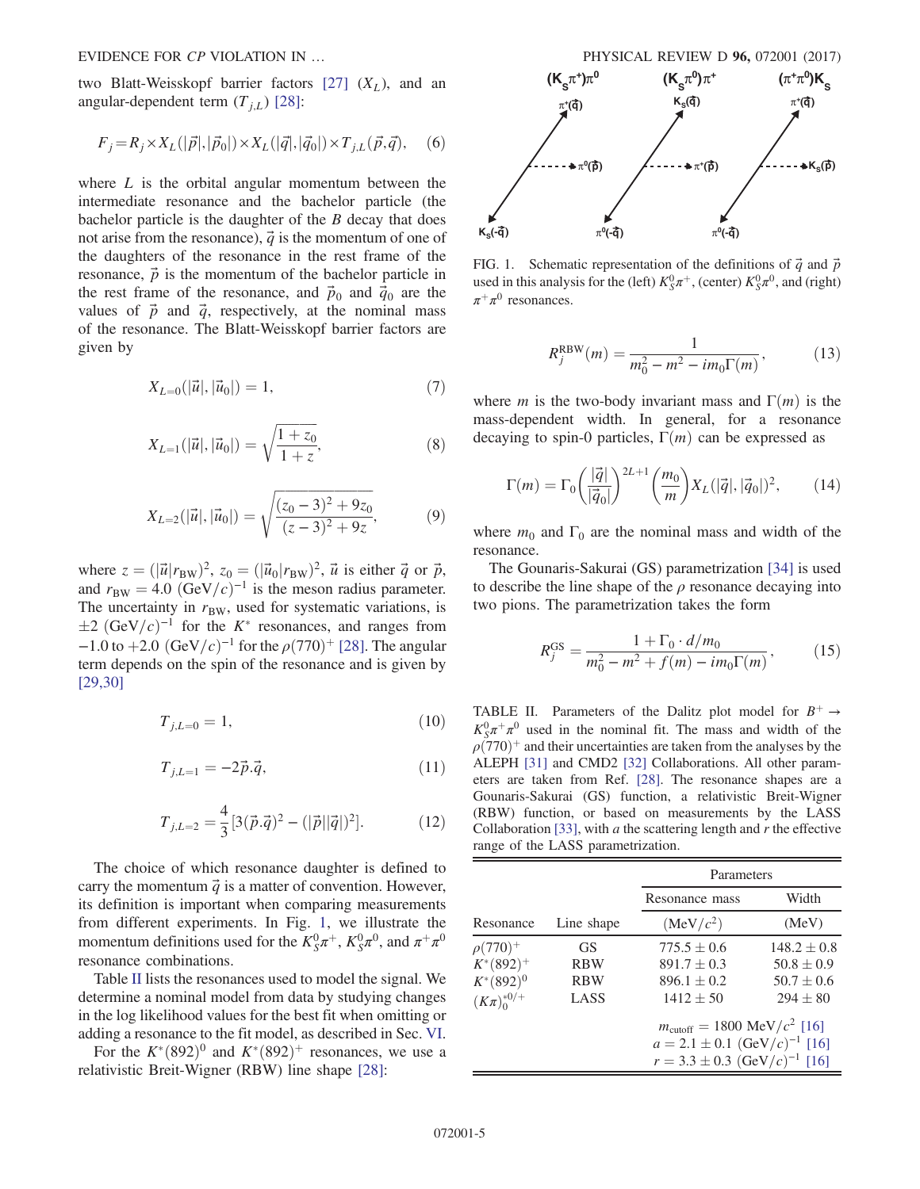two Blatt-Weisskopf barrier factors [27] ($X_L$), and an angular-dependent term ($T_{j,L}$) [28]:

$$F_j = R_j \times X_L(|\vec{p}|, |\vec{p}_0|) \times X_L(|\vec{q}|, |\vec{q}_0|) \times T_{j,L}(\vec{p}, \vec{q}), \quad (6)$$

where $L$ is the orbital angular momentum between the intermediate resonance and the bachelor particle (the bachelor particle is the daughter of the $B$ decay that does not arise from the resonance), $\vec{q}$ is the momentum of one of the daughters of the resonance in the rest frame of the resonance, $\vec{p}$ is the momentum of the bachelor particle in the rest frame of the resonance, and $\vec{p}_0$ and $\vec{q}_0$ are the values of $\vec{p}$ and $\vec{q}$, respectively, at the nominal mass of the resonance. The Blatt-Weisskopf barrier factors are given by

$$X_{L=0}(|\vec{u}|, |\vec{u}_0|) = 1, \quad (7)$$

$$X_{L=1}(|\vec{u}|, |\vec{u}_0|) = \sqrt{\frac{1+z_0}{1+z}}, \quad (8)$$

$$X_{L=2}(|\vec{u}|, |\vec{u}_0|) = \sqrt{\frac{(z_0-3)^2 + 9z_0}{(z-3)^2 + 9z}}, \quad (9)$$

where $z = (|\vec{u}| r_{\mathrm{BW}})^2$, $z_0 = (|\vec{u}_0| r_{\mathrm{BW}})^2$, $\vec{u}$ is either $\vec{q}$ or $\vec{p}$, and $r_{\mathrm{BW}} = 4.0\ (\mathrm{GeV}/c)^{-1}$ is the meson radius parameter. The uncertainty in $r_{\mathrm{BW}}$, used for systematic variations, is $\pm 2\ (\mathrm{GeV}/c)^{-1}$ for the $K^*$ resonances, and ranges from $-1.0$ to $+2.0\ (\mathrm{GeV}/c)^{-1}$ for the $\rho(770)^+$ [28]. The angular term depends on the spin of the resonance and is given by [29,30]

$$T_{j,L=0} = 1, \quad (10)$$

$$T_{j,L=1} = -2\vec{p}.\vec{q}, \quad (11)$$

$$T_{j,L=2} = \frac{4}{3}[3(\vec{p}.\vec{q})^2 - (|\vec{p}||\vec{q}|)^2]. \quad (12)$$

The choice of which resonance daughter is defined to carry the momentum $\vec{q}$ is a matter of convention. However, its definition is important when comparing measurements from different experiments. In Fig. 1, we illustrate the momentum definitions used for the $K_S^0\pi^+$, $K_S^0\pi^0$, and $\pi^+\pi^0$ resonance combinations.

Table II lists the resonances used to model the signal. We determine a nominal model from data by studying changes in the log likelihood values for the best fit when omitting or adding a resonance to the fit model, as described in Sec. VI.

For the $K^*(892)^0$ and $K^*(892)^+$ resonances, we use a relativistic Breit-Wigner (RBW) line shape [28]:

FIG. 1. Schematic representation of the definitions of $\vec{q}$ and $\vec{p}$ used in this analysis for the (left) $K_S^0\pi^+$, (center) $K_S^0\pi^0$, and (right) $\pi^+\pi^0$ resonances.

$$R_j^{\mathrm{RBW}}(m) = \frac{1}{m_0^2 - m^2 - i m_0 \Gamma(m)}, \quad (13)$$

where $m$ is the two-body invariant mass and $\Gamma(m)$ is the mass-dependent width. In general, for a resonance decaying to spin-0 particles, $\Gamma(m)$ can be expressed as

$$\Gamma(m) = \Gamma_0 \left(\frac{|\vec{q}|}{|\vec{q}_0|}\right)^{2L+1} \left(\frac{m_0}{m}\right) X_L(|\vec{q}|, |\vec{q}_0|)^2, \quad (14)$$

where $m_0$ and $\Gamma_0$ are the nominal mass and width of the resonance.

The Gounaris-Sakurai (GS) parametrization [34] is used to describe the line shape of the $\rho$ resonance decaying into two pions. The parametrization takes the form

$$R_j^{\mathrm{GS}} = \frac{1 + \Gamma_0 \cdot d/m_0}{m_0^2 - m^2 + f(m) - i m_0 \Gamma(m)}, \quad (15)$$

TABLE II. Parameters of the Dalitz plot model for $B^+ \to K_S^0\pi^+\pi^0$ used in the nominal fit. The mass and width of the $\rho(770)^+$ and their uncertainties are taken from the analyses by the ALEPH [31] and CMD2 [32] Collaborations. All other parameters are taken from Ref. [28]. The resonance shapes are a Gounaris-Sakurai (GS) function, a relativistic Breit-Wigner (RBW) function, or based on measurements by the LASS Collaboration [33], with $a$ the scattering length and $r$ the effective range of the LASS parametrization.

| | | Parameters | |
|---|---|---|---|
| | | Resonance mass | Width |
| Resonance | Line shape | $(\mathrm{MeV}/c^2)$ | (MeV) |
| $\rho(770)^+$ | GS | $775.5 \pm 0.6$ | $148.2 \pm 0.8$ |
| $K^*(892)^+$ | RBW | $891.7 \pm 0.3$ | $50.8 \pm 0.9$ |
| $K^*(892)^0$ | RBW | $896.1 \pm 0.2$ | $50.7 \pm 0.6$ |
| $(K\pi)_0^{*0/+}$ | LASS | $1412 \pm 50$ | $294 \pm 80$ |
| | | $m_{\mathrm{cutoff}} = 1800\ \mathrm{MeV}/c^2$ [16] | |
| | | $a = 2.1 \pm 0.1\ (\mathrm{GeV}/c)^{-1}$ [16] | |
| | | $r = 3.3 \pm 0.3\ (\mathrm{GeV}/c)^{-1}$ [16] | |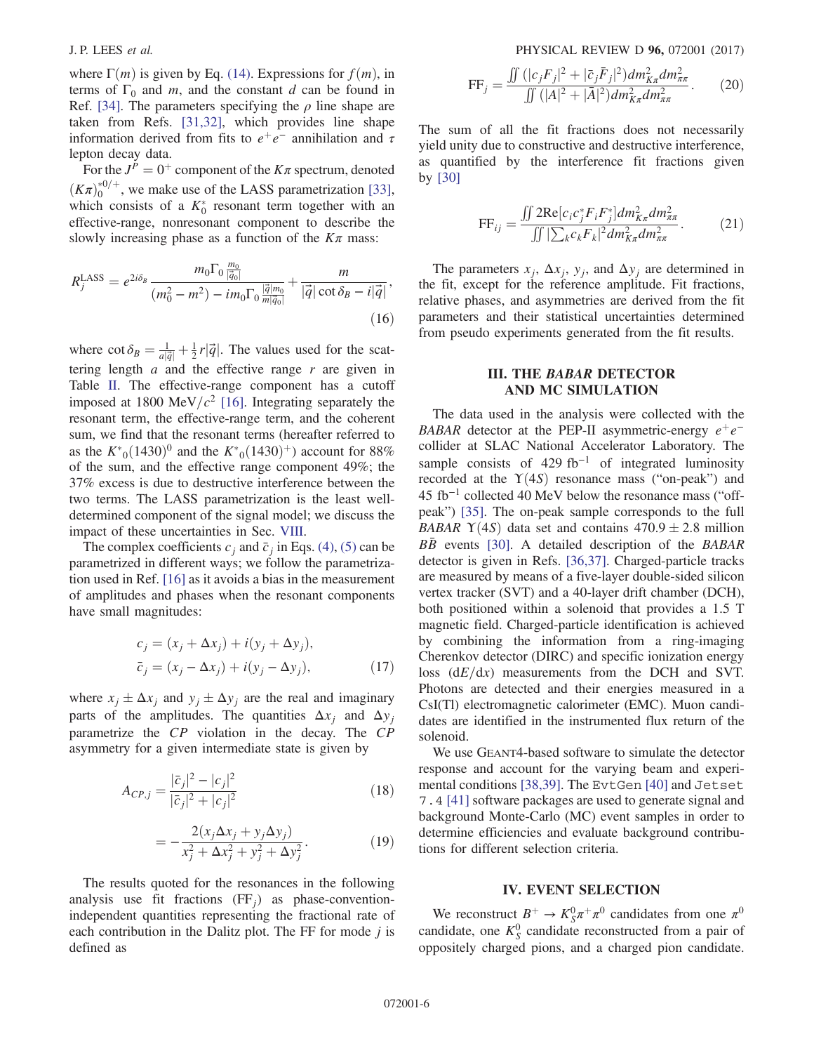where $\Gamma(m)$ is given by Eq. (14). Expressions for $f(m)$, in terms of $\Gamma_0$ and $m$, and the constant $d$ can be found in Ref. [34]. The parameters specifying the $\rho$ line shape are taken from Refs. [31,32], which provides line shape information derived from fits to $e^+e^-$ annihilation and $\tau$ lepton decay data.

For the $J^P = 0^+$ component of the $K\pi$ spectrum, denoted $(K\pi)_0^{*0/+}$, we make use of the LASS parametrization [33], which consists of a $K_0^*$ resonant term together with an effective-range, nonresonant component to describe the slowly increasing phase as a function of the $K\pi$ mass:

$$R_j^{\rm LASS} = e^{2i\delta_B} \frac{m_0 \Gamma_0 \frac{m_0}{|\vec{q}_0|}}{(m_0^2 - m^2) - i m_0 \Gamma_0 \frac{|\vec{q}|}{m} \frac{m_0}{|\vec{q}_0|}} + \frac{m}{|\vec{q}| \cot \delta_B - i|\vec{q}|}, \tag{16}$$

where $\cot \delta_B = \frac{1}{a|\vec{q}|} + \frac{1}{2} r |\vec{q}|$. The values used for the scattering length $a$ and the effective range $r$ are given in Table II. The effective-range component has a cutoff imposed at 1800 MeV$/c^2$ [16]. Integrating separately the resonant term, the effective-range term, and the coherent sum, we find that the resonant terms (hereafter referred to as the $K^*{}_0(1430)^0$ and the $K^*{}_0(1430)^+$) account for 88% of the sum, and the effective range component 49%; the 37% excess is due to destructive interference between the two terms. The LASS parametrization is the least well-determined component of the signal model; we discuss the impact of these uncertainties in Sec. VIII.

The complex coefficients $c_j$ and $\bar{c}_j$ in Eqs. (4), (5) can be parametrized in different ways; we follow the parametrization used in Ref. [16] as it avoids a bias in the measurement of amplitudes and phases when the resonant components have small magnitudes:

$$c_j = (x_j + \Delta x_j) + i(y_j + \Delta y_j),$$
$$\bar{c}_j = (x_j - \Delta x_j) + i(y_j - \Delta y_j), \tag{17}$$

where $x_j \pm \Delta x_j$ and $y_j \pm \Delta y_j$ are the real and imaginary parts of the amplitudes. The quantities $\Delta x_j$ and $\Delta y_j$ parametrize the $CP$ violation in the decay. The $CP$ asymmetry for a given intermediate state is given by

$$A_{CP,j} = \frac{|\bar{c}_j|^2 - |c_j|^2}{|\bar{c}_j|^2 + |c_j|^2} \tag{18}$$

$$= -\frac{2(x_j \Delta x_j + y_j \Delta y_j)}{x_j^2 + \Delta x_j^2 + y_j^2 + \Delta y_j^2}. \tag{19}$$

The results quoted for the resonances in the following analysis use fit fractions ($\mathrm{FF}_j$) as phase-convention-independent quantities representing the fractional rate of each contribution in the Dalitz plot. The FF for mode $j$ is defined as

$$\mathrm{FF}_j = \frac{\iint (|c_j F_j|^2 + |\bar{c}_j \bar{F}_j|^2) dm_{K\pi}^2 dm_{\pi\pi}^2}{\iint (|A|^2 + |\bar{A}|^2) dm_{K\pi}^2 dm_{\pi\pi}^2}. \tag{20}$$

The sum of all the fit fractions does not necessarily yield unity due to constructive and destructive interference, as quantified by the interference fit fractions given by [30]

$$\mathrm{FF}_{ij} = \frac{\iint 2\mathrm{Re}[c_i c_j^* F_i F_j^*] dm_{K\pi}^2 dm_{\pi\pi}^2}{\iint |\sum_k c_k F_k|^2 dm_{K\pi}^2 dm_{\pi\pi}^2}. \tag{21}$$

The parameters $x_j$, $\Delta x_j$, $y_j$, and $\Delta y_j$ are determined in the fit, except for the reference amplitude. Fit fractions, relative phases, and asymmetries are derived from the fit parameters and their statistical uncertainties determined from pseudo experiments generated from the fit results.

## III. THE *BABAR* DETECTOR AND MC SIMULATION

The data used in the analysis were collected with the *BABAR* detector at the PEP-II asymmetric-energy $e^+e^-$ collider at SLAC National Accelerator Laboratory. The sample consists of 429 fb$^{-1}$ of integrated luminosity recorded at the $\Upsilon(4S)$ resonance mass ("on-peak") and 45 fb$^{-1}$ collected 40 MeV below the resonance mass ("off-peak") [35]. The on-peak sample corresponds to the full *BABAR* $\Upsilon(4S)$ data set and contains $470.9 \pm 2.8$ million $B\bar{B}$ events [30]. A detailed description of the *BABAR* detector is given in Refs. [36,37]. Charged-particle tracks are measured by means of a five-layer double-sided silicon vertex tracker (SVT) and a 40-layer drift chamber (DCH), both positioned within a solenoid that provides a 1.5 T magnetic field. Charged-particle identification is achieved by combining the information from a ring-imaging Cherenkov detector (DIRC) and specific ionization energy loss ($\mathrm{d}E/\mathrm{d}x$) measurements from the DCH and SVT. Photons are detected and their energies measured in a CsI(Tl) electromagnetic calorimeter (EMC). Muon candidates are identified in the instrumented flux return of the solenoid.

We use GEANT4-based software to simulate the detector response and account for the varying beam and experimental conditions [38,39]. The `EvtGen` [40] and `Jetset 7.4` [41] software packages are used to generate signal and background Monte-Carlo (MC) event samples in order to determine efficiencies and evaluate background contributions for different selection criteria.

## IV. EVENT SELECTION

We reconstruct $B^+ \to K_S^0 \pi^+ \pi^0$ candidates from one $\pi^0$ candidate, one $K_S^0$ candidate reconstructed from a pair of oppositely charged pions, and a charged pion candidate.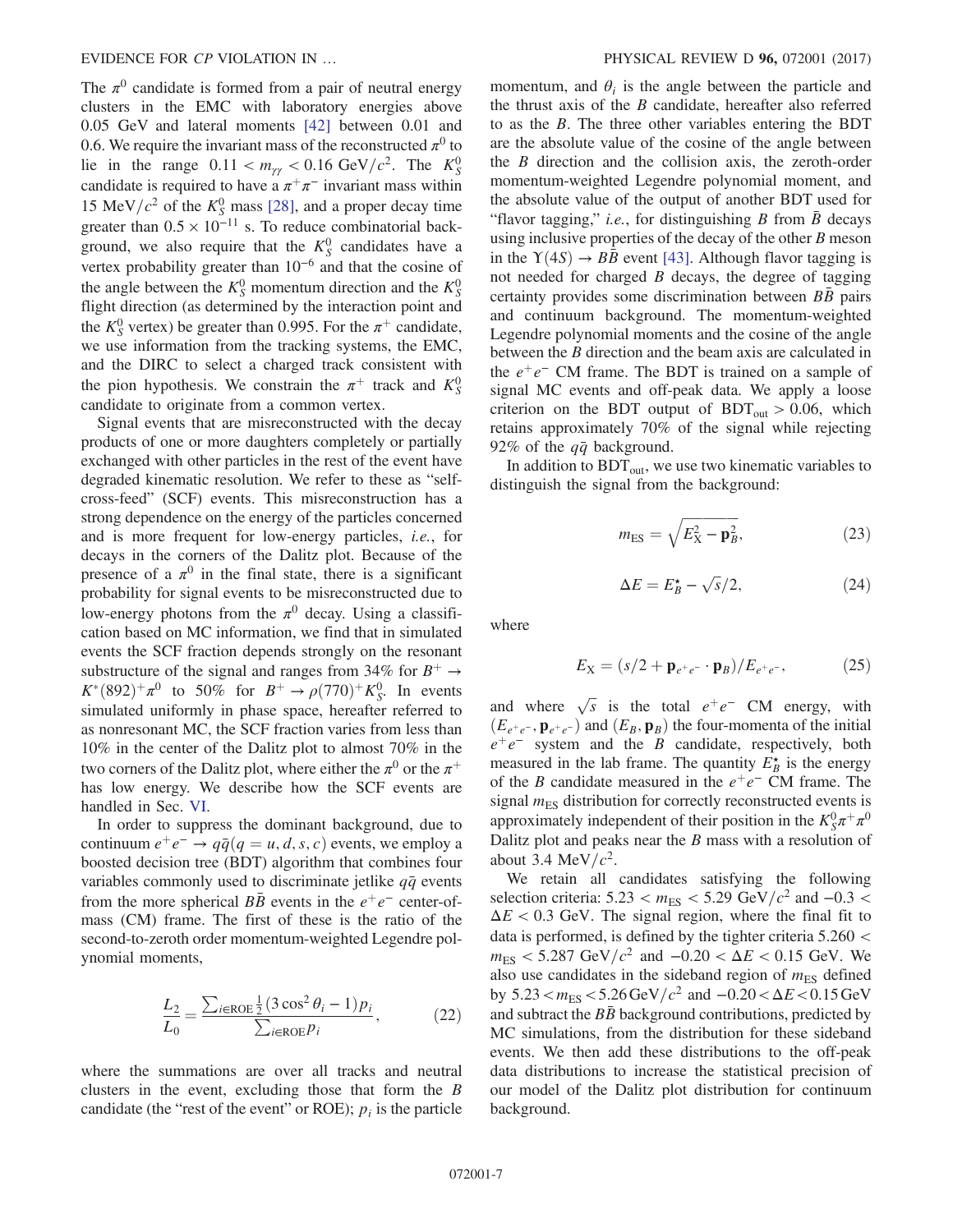The $\pi^0$ candidate is formed from a pair of neutral energy clusters in the EMC with laboratory energies above 0.05 GeV and lateral moments [42] between 0.01 and 0.6. We require the invariant mass of the reconstructed $\pi^0$ to lie in the range $0.11 < m_{\gamma\gamma} < 0.16\ \mathrm{GeV}/c^2$. The $K_S^0$ candidate is required to have a $\pi^+\pi^-$ invariant mass within 15 $\mathrm{MeV}/c^2$ of the $K_S^0$ mass [28], and a proper decay time greater than $0.5 \times 10^{-11}$ s. To reduce combinatorial background, we also require that the $K_S^0$ candidates have a vertex probability greater than $10^{-6}$ and that the cosine of the angle between the $K_S^0$ momentum direction and the $K_S^0$ flight direction (as determined by the interaction point and the $K_S^0$ vertex) be greater than 0.995. For the $\pi^+$ candidate, we use information from the tracking systems, the EMC, and the DIRC to select a charged track consistent with the pion hypothesis. We constrain the $\pi^+$ track and $K_S^0$ candidate to originate from a common vertex.

Signal events that are misreconstructed with the decay products of one or more daughters completely or partially exchanged with other particles in the rest of the event have degraded kinematic resolution. We refer to these as "self-cross-feed" (SCF) events. This misreconstruction has a strong dependence on the energy of the particles concerned and is more frequent for low-energy particles, *i.e.*, for decays in the corners of the Dalitz plot. Because of the presence of a $\pi^0$ in the final state, there is a significant probability for signal events to be misreconstructed due to low-energy photons from the $\pi^0$ decay. Using a classification based on MC information, we find that in simulated events the SCF fraction depends strongly on the resonant substructure of the signal and ranges from 34% for $B^+ \to K^*(892)^+\pi^0$ to 50% for $B^+ \to \rho(770)^+K_S^0$. In events simulated uniformly in phase space, hereafter referred to as nonresonant MC, the SCF fraction varies from less than 10% in the center of the Dalitz plot to almost 70% in the two corners of the Dalitz plot, where either the $\pi^0$ or the $\pi^+$ has low energy. We describe how the SCF events are handled in Sec. VI.

In order to suppress the dominant background, due to continuum $e^+e^- \to q\bar{q}(q = u, d, s, c)$ events, we employ a boosted decision tree (BDT) algorithm that combines four variables commonly used to discriminate jetlike $q\bar{q}$ events from the more spherical $B\bar{B}$ events in the $e^+e^-$ center-of-mass (CM) frame. The first of these is the ratio of the second-to-zeroth order momentum-weighted Legendre polynomial moments,

$$\frac{L_2}{L_0} = \frac{\sum_{i\in\mathrm{ROE}} \frac{1}{2}(3\cos^2\theta_i - 1)p_i}{\sum_{i\in\mathrm{ROE}} p_i}, \tag{22}$$

where the summations are over all tracks and neutral clusters in the event, excluding those that form the $B$ candidate (the "rest of the event" or ROE); $p_i$ is the particle momentum, and $\theta_i$ is the angle between the particle and the thrust axis of the $B$ candidate, hereafter also referred to as the $B$. The three other variables entering the BDT are the absolute value of the cosine of the angle between the $B$ direction and the collision axis, the zeroth-order momentum-weighted Legendre polynomial moment, and the absolute value of the output of another BDT used for "flavor tagging," *i.e.*, for distinguishing $B$ from $\bar{B}$ decays using inclusive properties of the decay of the other $B$ meson in the $\Upsilon(4S) \to B\bar{B}$ event [43]. Although flavor tagging is not needed for charged $B$ decays, the degree of tagging certainty provides some discrimination between $B\bar{B}$ pairs and continuum background. The momentum-weighted Legendre polynomial moments and the cosine of the angle between the $B$ direction and the beam axis are calculated in the $e^+e^-$ CM frame. The BDT is trained on a sample of signal MC events and off-peak data. We apply a loose criterion on the BDT output of $\mathrm{BDT}_{\mathrm{out}} > 0.06$, which retains approximately 70% of the signal while rejecting 92% of the $q\bar{q}$ background.

In addition to $\mathrm{BDT}_{\mathrm{out}}$, we use two kinematic variables to distinguish the signal from the background:

$$m_{\mathrm{ES}} = \sqrt{E_{\mathrm{X}}^2 - \mathbf{p}_B^2}, \tag{23}$$

$$\Delta E = E_B^\star - \sqrt{s}/2, \tag{24}$$

where

$$E_{\mathrm{X}} = (s/2 + \mathbf{p}_{e^+e^-} \cdot \mathbf{p}_B)/E_{e^+e^-}, \tag{25}$$

and where $\sqrt{s}$ is the total $e^+e^-$ CM energy, with $(E_{e^+e^-}, \mathbf{p}_{e^+e^-})$ and $(E_B, \mathbf{p}_B)$ the four-momenta of the initial $e^+e^-$ system and the $B$ candidate, respectively, both measured in the lab frame. The quantity $E_B^\star$ is the energy of the $B$ candidate measured in the $e^+e^-$ CM frame. The signal $m_{\mathrm{ES}}$ distribution for correctly reconstructed events is approximately independent of their position in the $K_S^0\pi^+\pi^0$ Dalitz plot and peaks near the $B$ mass with a resolution of about 3.4 $\mathrm{MeV}/c^2$.

We retain all candidates satisfying the following selection criteria: $5.23 < m_{\mathrm{ES}} < 5.29\ \mathrm{GeV}/c^2$ and $-0.3 < \Delta E < 0.3$ GeV. The signal region, where the final fit to data is performed, is defined by the tighter criteria $5.260 < m_{\mathrm{ES}} < 5.287\ \mathrm{GeV}/c^2$ and $-0.20 < \Delta E < 0.15$ GeV. We also use candidates in the sideband region of $m_{\mathrm{ES}}$ defined by $5.23 < m_{\mathrm{ES}} < 5.26\ \mathrm{GeV}/c^2$ and $-0.20 < \Delta E < 0.15$ GeV and subtract the $B\bar{B}$ background contributions, predicted by MC simulations, from the distribution for these sideband events. We then add these distributions to the off-peak data distributions to increase the statistical precision of our model of the Dalitz plot distribution for continuum background.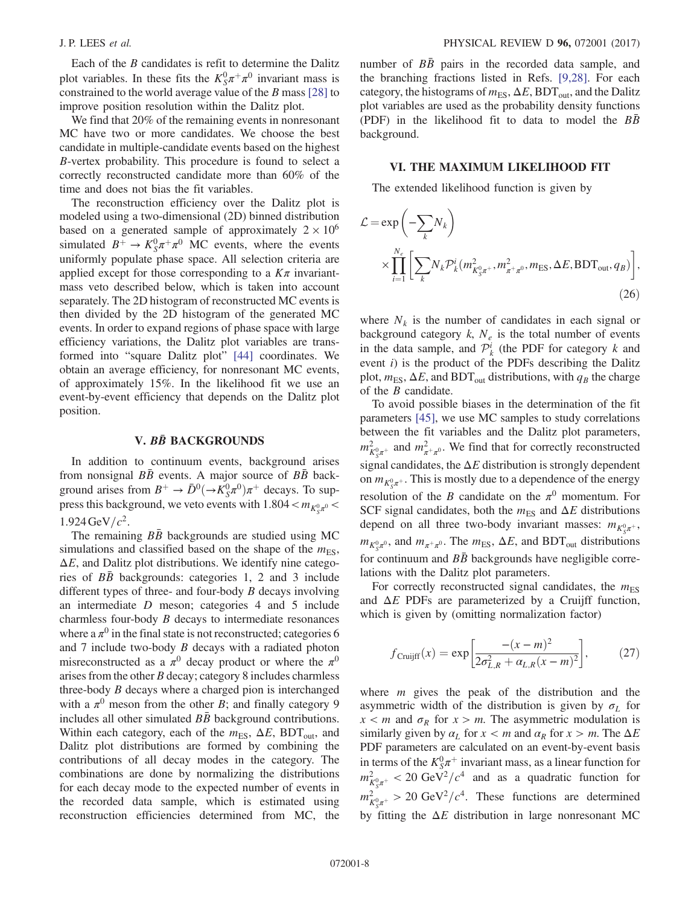Each of the $B$ candidates is refit to determine the Dalitz plot variables. In these fits the $K_S^0\pi^+\pi^0$ invariant mass is constrained to the world average value of the $B$ mass [28] to improve position resolution within the Dalitz plot.

We find that 20% of the remaining events in nonresonant MC have two or more candidates. We choose the best candidate in multiple-candidate events based on the highest $B$-vertex probability. This procedure is found to select a correctly reconstructed candidate more than 60% of the time and does not bias the fit variables.

The reconstruction efficiency over the Dalitz plot is modeled using a two-dimensional (2D) binned distribution based on a generated sample of approximately $2\times10^6$ simulated $B^+\to K_S^0\pi^+\pi^0$ MC events, where the events uniformly populate phase space. All selection criteria are applied except for those corresponding to a $K\pi$ invariant-mass veto described below, which is taken into account separately. The 2D histogram of reconstructed MC events is then divided by the 2D histogram of the generated MC events. In order to expand regions of phase space with large efficiency variations, the Dalitz plot variables are transformed into "square Dalitz plot" [44] coordinates. We obtain an average efficiency, for nonresonant MC events, of approximately 15%. In the likelihood fit we use an event-by-event efficiency that depends on the Dalitz plot position.

## V. $B\bar{B}$ BACKGROUNDS

In addition to continuum events, background arises from nonsignal $B\bar{B}$ events. A major source of $B\bar{B}$ background arises from $B^+\to\bar{D}^0(\to K_S^0\pi^0)\pi^+$ decays. To suppress this background, we veto events with $1.804 < m_{K_S^0\pi^0} < 1.924\,\mathrm{GeV}/c^2$.

The remaining $B\bar{B}$ backgrounds are studied using MC simulations and classified based on the shape of the $m_{\mathrm{ES}}$, $\Delta E$, and Dalitz plot distributions. We identify nine categories of $B\bar{B}$ backgrounds: categories 1, 2 and 3 include different types of three- and four-body $B$ decays involving an intermediate $D$ meson; categories 4 and 5 include charmless four-body $B$ decays to intermediate resonances where a $\pi^0$ in the final state is not reconstructed; categories 6 and 7 include two-body $B$ decays with a radiated photon misreconstructed as a $\pi^0$ decay product or where the $\pi^0$ arises from the other $B$ decay; category 8 includes charmless three-body $B$ decays where a charged pion is interchanged with a $\pi^0$ meson from the other $B$; and finally category 9 includes all other simulated $B\bar{B}$ background contributions. Within each category, each of the $m_{\mathrm{ES}}$, $\Delta E$, $\mathrm{BDT_{out}}$, and Dalitz plot distributions are formed by combining the contributions of all decay modes in the category. The combinations are done by normalizing the distributions for each decay mode to the expected number of events in the recorded data sample, which is estimated using reconstruction efficiencies determined from MC, the number of $B\bar{B}$ pairs in the recorded data sample, and the branching fractions listed in Refs. [9,28]. For each category, the histograms of $m_{\mathrm{ES}}$, $\Delta E$, $\mathrm{BDT_{out}}$, and the Dalitz plot variables are used as the probability density functions (PDF) in the likelihood fit to data to model the $B\bar{B}$ background.

## VI. THE MAXIMUM LIKELIHOOD FIT

The extended likelihood function is given by

$$\mathcal{L}=\exp\left(-\sum_k N_k\right)\times\prod_{i=1}^{N_e}\left[\sum_k N_k\mathcal{P}_k^i(m^2_{K_S^0\pi^+},m^2_{\pi^+\pi^0},m_{\mathrm{ES}},\Delta E,\mathrm{BDT_{out}},q_B)\right],\tag{26}$$

where $N_k$ is the number of candidates in each signal or background category $k$, $N_e$ is the total number of events in the data sample, and $\mathcal{P}_k^i$ (the PDF for category $k$ and event $i$) is the product of the PDFs describing the Dalitz plot, $m_{\mathrm{ES}}$, $\Delta E$, and $\mathrm{BDT_{out}}$ distributions, with $q_B$ the charge of the $B$ candidate.

To avoid possible biases in the determination of the fit parameters [45], we use MC samples to study correlations between the fit variables and the Dalitz plot parameters, $m^2_{K_S^0\pi^+}$ and $m^2_{\pi^+\pi^0}$. We find that for correctly reconstructed signal candidates, the $\Delta E$ distribution is strongly dependent on $m_{K_S^0\pi^+}$. This is mostly due to a dependence of the energy resolution of the $B$ candidate on the $\pi^0$ momentum. For SCF signal candidates, both the $m_{\mathrm{ES}}$ and $\Delta E$ distributions depend on all three two-body invariant masses: $m_{K_S^0\pi^+}$, $m_{K_S^0\pi^0}$, and $m_{\pi^+\pi^0}$. The $m_{\mathrm{ES}}$, $\Delta E$, and $\mathrm{BDT_{out}}$ distributions for continuum and $B\bar{B}$ backgrounds have negligible correlations with the Dalitz plot parameters.

For correctly reconstructed signal candidates, the $m_{\mathrm{ES}}$ and $\Delta E$ PDFs are parameterized by a Cruijff function, which is given by (omitting normalization factor)

$$f_{\mathrm{Cruijff}}(x)=\exp\left[\frac{-(x-m)^2}{2\sigma^2_{L,R}+\alpha_{L,R}(x-m)^2}\right],\tag{27}$$

where $m$ gives the peak of the distribution and the asymmetric width of the distribution is given by $\sigma_L$ for $x<m$ and $\sigma_R$ for $x>m$. The asymmetric modulation is similarly given by $\alpha_L$ for $x<m$ and $\alpha_R$ for $x>m$. The $\Delta E$ PDF parameters are calculated on an event-by-event basis in terms of the $K_S^0\pi^+$ invariant mass, as a linear function for $m^2_{K_S^0\pi^+}<20\,\mathrm{GeV}^2/c^4$ and as a quadratic function for $m^2_{K_S^0\pi^+}>20\,\mathrm{GeV}^2/c^4$. These functions are determined by fitting the $\Delta E$ distribution in large nonresonant MC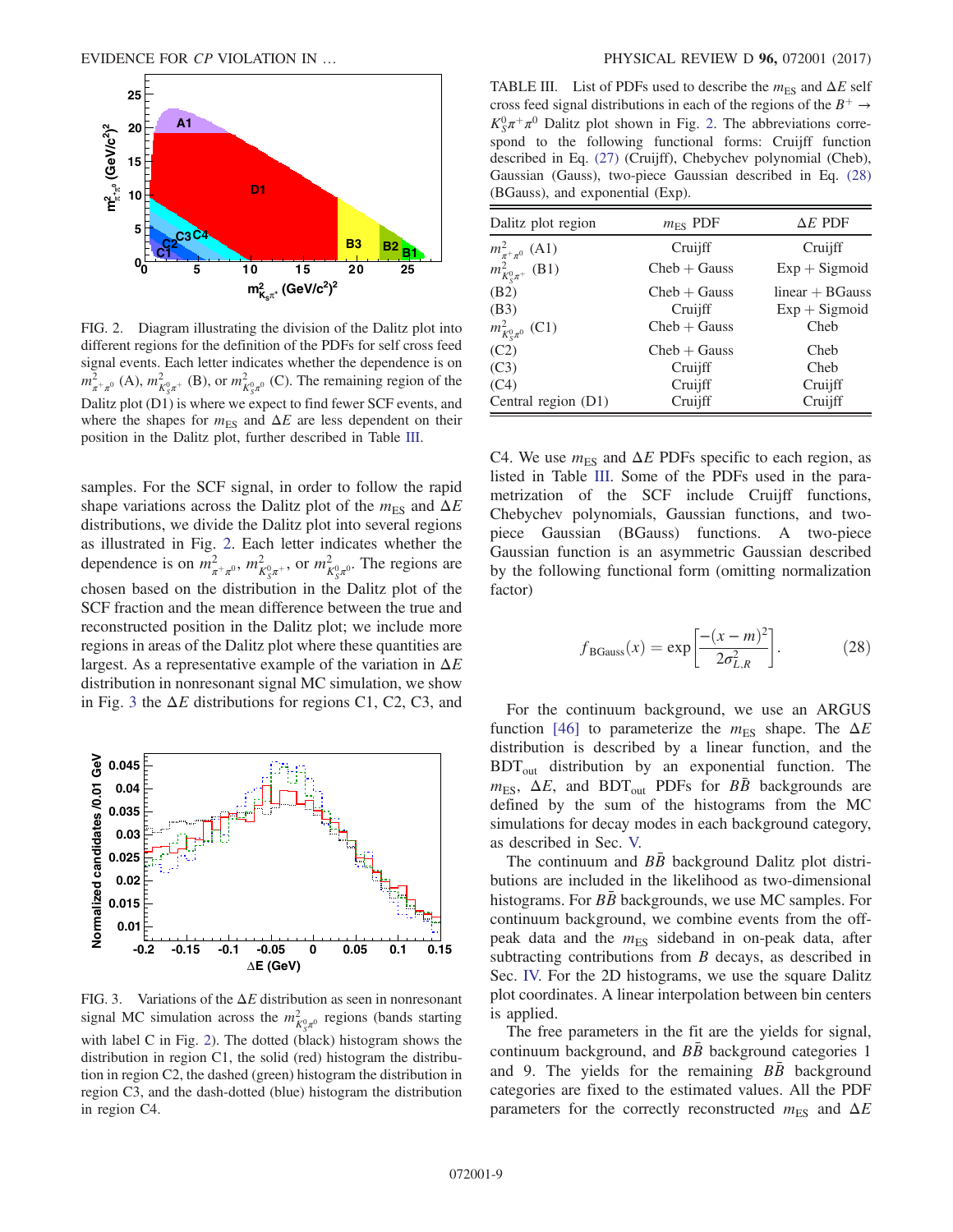FIG. 2. Diagram illustrating the division of the Dalitz plot into different regions for the definition of the PDFs for self cross feed signal events. Each letter indicates whether the dependence is on $m^2_{\pi^+\pi^0}$ (A), $m^2_{K^0_S\pi^+}$ (B), or $m^2_{K^0_S\pi^0}$ (C). The remaining region of the Dalitz plot (D1) is where we expect to find fewer SCF events, and where the shapes for $m_{\rm ES}$ and $\Delta E$ are less dependent on their position in the Dalitz plot, further described in Table III.

samples. For the SCF signal, in order to follow the rapid shape variations across the Dalitz plot of the $m_{\rm ES}$ and $\Delta E$ distributions, we divide the Dalitz plot into several regions as illustrated in Fig. 2. Each letter indicates whether the dependence is on $m^2_{\pi^+\pi^0}$, $m^2_{K^0_S\pi^+}$, or $m^2_{K^0_S\pi^0}$. The regions are chosen based on the distribution in the Dalitz plot of the SCF fraction and the mean difference between the true and reconstructed position in the Dalitz plot; we include more regions in areas of the Dalitz plot where these quantities are largest. As a representative example of the variation in $\Delta E$ distribution in nonresonant signal MC simulation, we show in Fig. 3 the $\Delta E$ distributions for regions C1, C2, C3, and

FIG. 3. Variations of the $\Delta E$ distribution as seen in nonresonant signal MC simulation across the $m^2_{K^0_S\pi^0}$ regions (bands starting with label C in Fig. 2). The dotted (black) histogram shows the distribution in region C1, the solid (red) histogram the distribution in region C2, the dashed (green) histogram the distribution in region C3, and the dash-dotted (blue) histogram the distribution in region C4.

TABLE III. List of PDFs used to describe the $m_{\rm ES}$ and $\Delta E$ self cross feed signal distributions in each of the regions of the $B^+ \to K^0_S\pi^+\pi^0$ Dalitz plot shown in Fig. 2. The abbreviations correspond to the following functional forms: Cruijff function described in Eq. (27) (Cruijff), Chebychev polynomial (Cheb), Gaussian (Gauss), two-piece Gaussian described in Eq. (28) (BGauss), and exponential (Exp).

| Dalitz plot region | $m_{\rm ES}$ PDF | $\Delta E$ PDF |
|---|---|---|
| $m^2_{\pi^+\pi^0}$ (A1) | Cruijff | Cruijff |
| $m^2_{K^0_S\pi^+}$ (B1) | Cheb + Gauss | Exp + Sigmoid |
| (B2) | Cheb + Gauss | linear + BGauss |
| (B3) | Cruijff | Exp + Sigmoid |
| $m^2_{K^0_S\pi^0}$ (C1) | Cheb + Gauss | Cheb |
| (C2) | Cheb + Gauss | Cheb |
| (C3) | Cruijff | Cheb |
| (C4) | Cruijff | Cruijff |
| Central region (D1) | Cruijff | Cruijff |

C4. We use $m_{\rm ES}$ and $\Delta E$ PDFs specific to each region, as listed in Table III. Some of the PDFs used in the parametrization of the SCF include Cruijff functions, Chebychev polynomials, Gaussian functions, and two-piece Gaussian (BGauss) functions. A two-piece Gaussian function is an asymmetric Gaussian described by the following functional form (omitting normalization factor)

$$f_{\rm BGauss}(x) = \exp\left[\frac{-(x-m)^2}{2\sigma^2_{L,R}}\right]. \tag{28}$$

For the continuum background, we use an ARGUS function [46] to parameterize the $m_{\rm ES}$ shape. The $\Delta E$ distribution is described by a linear function, and the $\mathrm{BDT_{out}}$ distribution by an exponential function. The $m_{\rm ES}$, $\Delta E$, and $\mathrm{BDT_{out}}$ PDFs for $B\bar{B}$ backgrounds are defined by the sum of the histograms from the MC simulations for decay modes in each background category, as described in Sec. V.

The continuum and $B\bar{B}$ background Dalitz plot distributions are included in the likelihood as two-dimensional histograms. For $B\bar{B}$ backgrounds, we use MC samples. For continuum background, we combine events from the off-peak data and the $m_{\rm ES}$ sideband in on-peak data, after subtracting contributions from $B$ decays, as described in Sec. IV. For the 2D histograms, we use the square Dalitz plot coordinates. A linear interpolation between bin centers is applied.

The free parameters in the fit are the yields for signal, continuum background, and $B\bar{B}$ background categories 1 and 9. The yields for the remaining $B\bar{B}$ background categories are fixed to the estimated values. All the PDF parameters for the correctly reconstructed $m_{\rm ES}$ and $\Delta E$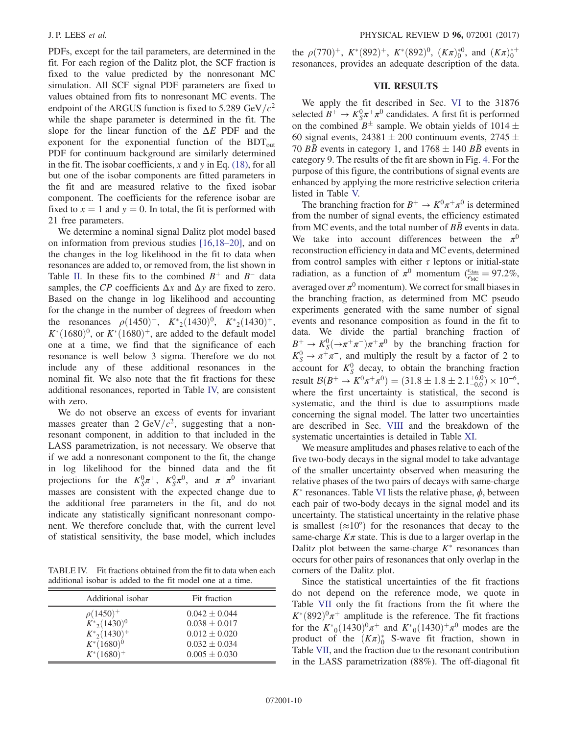PDFs, except for the tail parameters, are determined in the fit. For each region of the Dalitz plot, the SCF fraction is fixed to the value predicted by the nonresonant MC simulation. All SCF signal PDF parameters are fixed to values obtained from fits to nonresonant MC events. The endpoint of the ARGUS function is fixed to 5.289 GeV/$c^2$ while the shape parameter is determined in the fit. The slope for the linear function of the $\Delta E$ PDF and the exponent for the exponential function of the $\mathrm{BDT}_{\mathrm{out}}$ PDF for continuum background are similarly determined in the fit. The isobar coefficients, $x$ and $y$ in Eq. (18), for all but one of the isobar components are fitted parameters in the fit and are measured relative to the fixed isobar component. The coefficients for the reference isobar are fixed to $x = 1$ and $y = 0$. In total, the fit is performed with 21 free parameters.

We determine a nominal signal Dalitz plot model based on information from previous studies [16,18–20], and on the changes in the log likelihood in the fit to data when resonances are added to, or removed from, the list shown in Table II. In these fits to the combined $B^+$ and $B^-$ data samples, the $CP$ coefficients $\Delta x$ and $\Delta y$ are fixed to zero. Based on the change in log likelihood and accounting for the change in the number of degrees of freedom when the resonances $\rho(1450)^+$, $K^*{}_2(1430)^0$, $K^*{}_2(1430)^+$, $K^*(1680)^0$, or $K^*(1680)^+$, are added to the default model one at a time, we find that the significance of each resonance is well below 3 sigma. Therefore we do not include any of these additional resonances in the nominal fit. We also note that the fit fractions for these additional resonances, reported in Table IV, are consistent with zero.

We do not observe an excess of events for invariant masses greater than 2 GeV/$c^2$, suggesting that a nonresonant component, in addition to that included in the LASS parametrization, is not necessary. We observe that if we add a nonresonant component to the fit, the change in log likelihood for the binned data and the fit projections for the $K_S^0\pi^+$, $K_S^0\pi^0$, and $\pi^+\pi^0$ invariant masses are consistent with the expected change due to the additional free parameters in the fit, and do not indicate any statistically significant nonresonant component. We therefore conclude that, with the current level of statistical sensitivity, the base model, which includes the $\rho(770)^+$, $K^*(892)^+$, $K^*(892)^0$, $(K\pi)_0^{*0}$, and $(K\pi)_0^{*+}$ resonances, provides an adequate description of the data.

TABLE IV. Fit fractions obtained from the fit to data when each additional isobar is added to the fit model one at a time.

| Additional isobar | Fit fraction |
| --- | --- |
| $\rho(1450)^+$ | $0.042 \pm 0.044$ |
| $K^*{}_2(1430)^0$ | $0.038 \pm 0.017$ |
| $K^*{}_2(1430)^+$ | $0.012 \pm 0.020$ |
| $K^*(1680)^0$ | $0.032 \pm 0.034$ |
| $K^*(1680)^+$ | $0.005 \pm 0.030$ |

## VII. RESULTS

We apply the fit described in Sec. VI to the 31876 selected $B^+ \to K_S^0\pi^+\pi^0$ candidates. A first fit is performed on the combined $B^\pm$ sample. We obtain yields of $1014 \pm 60$ signal events, $24381 \pm 200$ continuum events, $2745 \pm 70$ $B\bar{B}$ events in category 1, and $1768 \pm 140$ $B\bar{B}$ events in category 9. The results of the fit are shown in Fig. 4. For the purpose of this figure, the contributions of signal events are enhanced by applying the more restrictive selection criteria listed in Table V.

The branching fraction for $B^+ \to K^0\pi^+\pi^0$ is determined from the number of signal events, the efficiency estimated from MC events, and the total number of $B\bar{B}$ events in data. We take into account differences between the $\pi^0$ reconstruction efficiency in data and MC events, determined from control samples with either $\tau$ leptons or initial-state radiation, as a function of $\pi^0$ momentum ($\frac{\epsilon_{\mathrm{data}}}{\epsilon_{\mathrm{MC}}} = 97.2\%$, averaged over $\pi^0$ momentum). We correct for small biases in the branching fraction, as determined from MC pseudo experiments generated with the same number of signal events and resonance composition as found in the fit to data. We divide the partial branching fraction of $B^+ \to K_S^0(\to\pi^+\pi^-)\pi^+\pi^0$ by the branching fraction for $K_S^0 \to \pi^+\pi^-$, and multiply the result by a factor of 2 to account for $K_S^0$ decay, to obtain the branching fraction result $\mathcal{B}(B^+ \to K^0\pi^+\pi^0) = (31.8 \pm 1.8 \pm 2.1^{+6.0}_{-0.0}) \times 10^{-6}$, where the first uncertainty is statistical, the second is systematic, and the third is due to assumptions made concerning the signal model. The latter two uncertainties are described in Sec. VIII and the breakdown of the systematic uncertainties is detailed in Table XI.

We measure amplitudes and phases relative to each of the five two-body decays in the signal model to take advantage of the smaller uncertainty observed when measuring the relative phases of the two pairs of decays with same-charge $K^*$ resonances. Table VI lists the relative phase, $\phi$, between each pair of two-body decays in the signal model and its uncertainty. The statistical uncertainty in the relative phase is smallest ($\approx 10°$) for the resonances that decay to the same-charge $K\pi$ state. This is due to a larger overlap in the Dalitz plot between the same-charge $K^*$ resonances than occurs for other pairs of resonances that only overlap in the corners of the Dalitz plot.

Since the statistical uncertainties of the fit fractions do not depend on the reference mode, we quote in Table VII only the fit fractions from the fit where the $K^*(892)^0\pi^+$ amplitude is the reference. The fit fractions for the $K^*{}_0(1430)^0\pi^+$ and $K^*{}_0(1430)^+\pi^0$ modes are the product of the $(K\pi)_0^*$ S-wave fit fraction, shown in Table VII, and the fraction due to the resonant contribution in the LASS parametrization (88%). The off-diagonal fit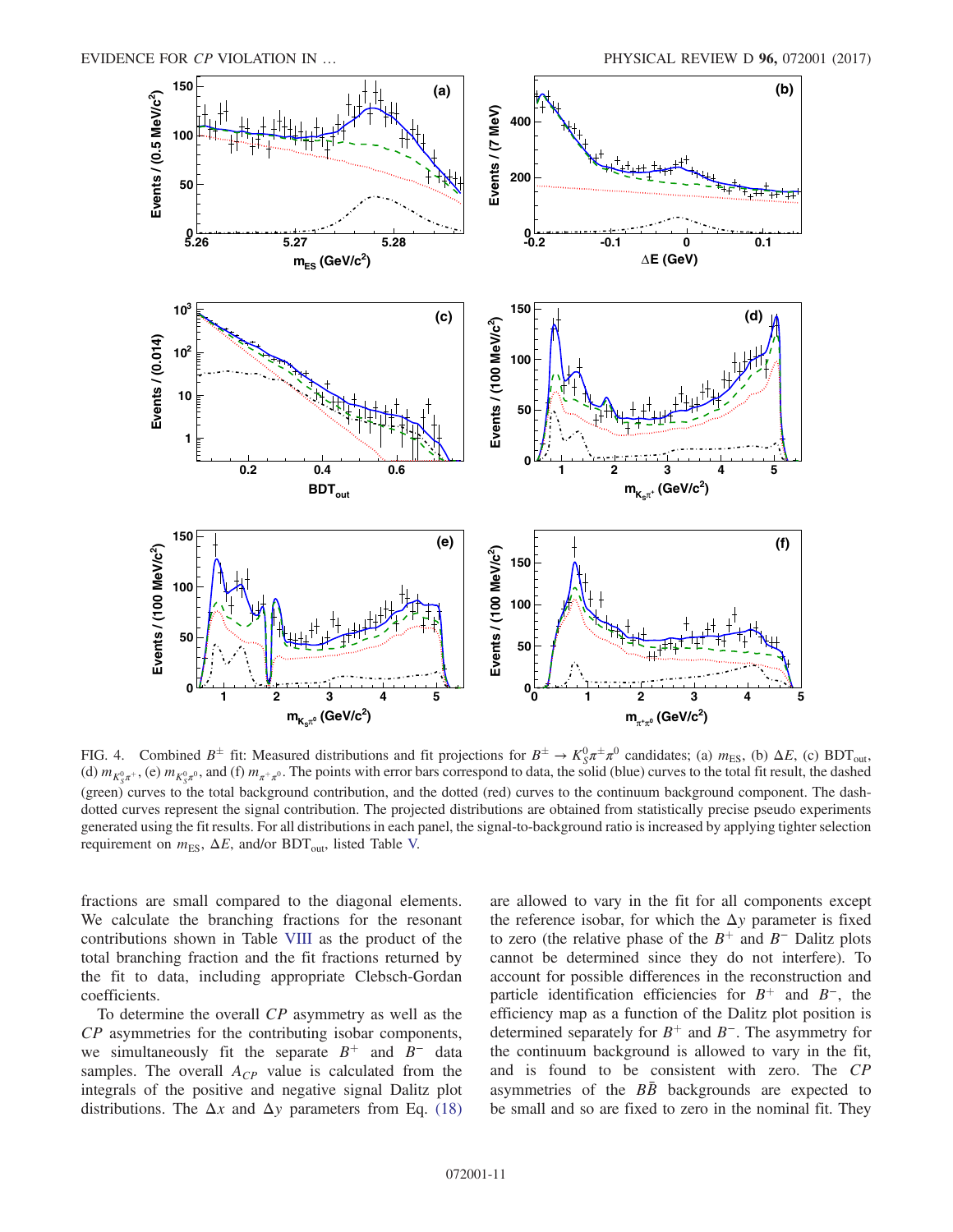FIG. 4. Combined $B^{\pm}$ fit: Measured distributions and fit projections for $B^{\pm} \to K_S^0\pi^{\pm}\pi^0$ candidates; (a) $m_{\rm ES}$, (b) $\Delta E$, (c) $\mathrm{BDT_{out}}$, (d) $m_{K_S^0\pi^+}$, (e) $m_{K_S^0\pi^0}$, and (f) $m_{\pi^+\pi^0}$. The points with error bars correspond to data, the solid (blue) curves to the total fit result, the dashed (green) curves to the total background contribution, and the dotted (red) curves to the continuum background component. The dash-dotted curves represent the signal contribution. The projected distributions are obtained from statistically precise pseudo experiments generated using the fit results. For all distributions in each panel, the signal-to-background ratio is increased by applying tighter selection requirement on $m_{\rm ES}$, $\Delta E$, and/or $\mathrm{BDT_{out}}$, listed Table V.

fractions are small compared to the diagonal elements. We calculate the branching fractions for the resonant contributions shown in Table VIII as the product of the total branching fraction and the fit fractions returned by the fit to data, including appropriate Clebsch-Gordan coefficients.

To determine the overall $CP$ asymmetry as well as the $CP$ asymmetries for the contributing isobar components, we simultaneously fit the separate $B^+$ and $B^-$ data samples. The overall $A_{CP}$ value is calculated from the integrals of the positive and negative signal Dalitz plot distributions. The $\Delta x$ and $\Delta y$ parameters from Eq. (18) are allowed to vary in the fit for all components except the reference isobar, for which the $\Delta y$ parameter is fixed to zero (the relative phase of the $B^+$ and $B^-$ Dalitz plots cannot be determined since they do not interfere). To account for possible differences in the reconstruction and particle identification efficiencies for $B^+$ and $B^-$, the efficiency map as a function of the Dalitz plot position is determined separately for $B^+$ and $B^-$. The asymmetry for the continuum background is allowed to vary in the fit, and is found to be consistent with zero. The $CP$ asymmetries of the $B\bar{B}$ backgrounds are expected to be small and so are fixed to zero in the nominal fit. They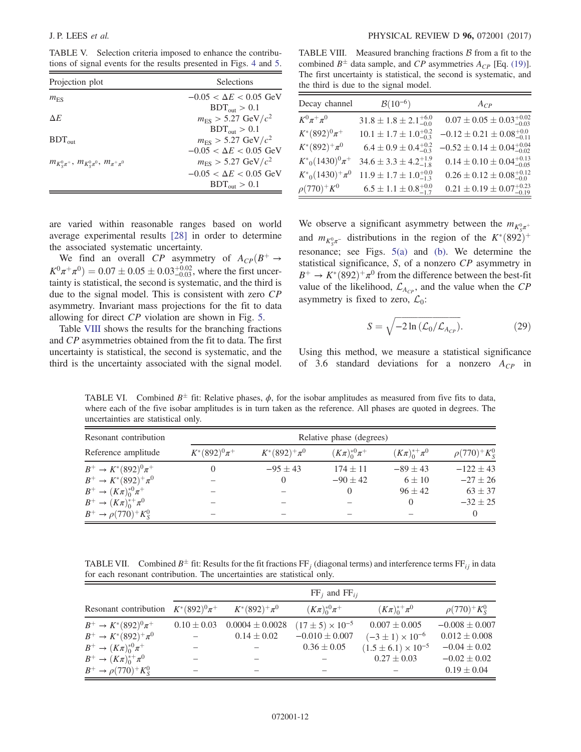TABLE V. Selection criteria imposed to enhance the contributions of signal events for the results presented in Figs. 4 and 5.

| Projection plot | Selections |
|---|---|
| $m_{ES}$ | $-0.05 < \Delta E < 0.05$ GeV<br>$\mathrm{BDT_{out}} > 0.1$ |
| $\Delta E$ | $m_{ES} > 5.27$ GeV/$c^2$<br>$\mathrm{BDT_{out}} > 0.1$ |
| $\mathrm{BDT_{out}}$ | $m_{ES} > 5.27$ GeV/$c^2$<br>$-0.05 < \Delta E < 0.05$ GeV |
| $m_{K^0_S\pi^+}$, $m_{K^0_S\pi^0}$, $m_{\pi^+\pi^0}$ | $m_{ES} > 5.27$ GeV/$c^2$<br>$-0.05 < \Delta E < 0.05$ GeV<br>$\mathrm{BDT_{out}} > 0.1$ |

are varied within reasonable ranges based on world average experimental results [28] in order to determine the associated systematic uncertainty.

We find an overall $CP$ asymmetry of $A_{CP}(B^+ \to K^0\pi^+\pi^0) = 0.07 \pm 0.05 \pm 0.03^{+0.02}_{-0.03}$, where the first uncertainty is statistical, the second is systematic, and the third is due to the signal model. This is consistent with zero $CP$ asymmetry. Invariant mass projections for the fit to data allowing for direct $CP$ violation are shown in Fig. 5.

Table VIII shows the results for the branching fractions and $CP$ asymmetries obtained from the fit to data. The first uncertainty is statistical, the second is systematic, and the third is the uncertainty associated with the signal model.

TABLE VIII. Measured branching fractions $\mathcal{B}$ from a fit to the combined $B^\pm$ data sample, and $CP$ asymmetries $A_{CP}$ [Eq. (19)]. The first uncertainty is statistical, the second is systematic, and the third is due to the signal model.

| Decay channel | $\mathcal{B}(10^{-6})$ | $A_{CP}$ |
|---|---|---|
| $K^0\pi^+\pi^0$ | $31.8 \pm 1.8 \pm 2.1^{+6.0}_{-0.0}$ | $0.07 \pm 0.05 \pm 0.03^{+0.02}_{-0.03}$ |
| $K^*(892)^0\pi^+$ | $10.1 \pm 1.7 \pm 1.0^{+0.2}_{-0.3}$ | $-0.12 \pm 0.21 \pm 0.08^{+0.0}_{-0.11}$ |
| $K^*(892)^+\pi^0$ | $6.4 \pm 0.9 \pm 0.4^{+0.2}_{-0.3}$ | $-0.52 \pm 0.14 \pm 0.04^{+0.04}_{-0.02}$ |
| $K^*{}_0(1430)^0\pi^+$ | $34.6 \pm 3.3 \pm 4.2^{+1.9}_{-1.8}$ | $0.14 \pm 0.10 \pm 0.04^{+0.13}_{-0.05}$ |
| $K^*{}_0(1430)^+\pi^0$ | $11.9 \pm 1.7 \pm 1.0^{+0.0}_{-1.3}$ | $0.26 \pm 0.12 \pm 0.08^{+0.12}_{-0.0}$ |
| $\rho(770)^+K^0$ | $6.5 \pm 1.1 \pm 0.8^{+0.0}_{-1.7}$ | $0.21 \pm 0.19 \pm 0.07^{+0.23}_{-0.19}$ |

We observe a significant asymmetry between the $m_{K^0_S\pi^+}$ and $m_{K^0_S\pi^-}$ distributions in the region of the $K^*(892)^+$ resonance; see Figs. 5(a) and (b). We determine the statistical significance, $S$, of a nonzero $CP$ asymmetry in $B^+ \to K^*(892)^+\pi^0$ from the difference between the best-fit value of the likelihood, $\mathcal{L}_{A_{CP}}$, and the value when the $CP$ asymmetry is fixed to zero, $\mathcal{L}_0$:

$$S = \sqrt{-2\ln\left(\mathcal{L}_0/\mathcal{L}_{A_{CP}}\right)}. \tag{29}$$

Using this method, we measure a statistical significance of 3.6 standard deviations for a nonzero $A_{CP}$ in

TABLE VI. Combined $B^\pm$ fit: Relative phases, $\phi$, for the isobar amplitudes as measured from five fits to data, where each of the five isobar amplitudes is in turn taken as the reference. All phases are quoted in degrees. The uncertainties are statistical only.

| Resonant contribution | Relative phase (degrees) | | | | |
|---|---|---|---|---|---|
| Reference amplitude | $K^*(892)^0\pi^+$ | $K^*(892)^+\pi^0$ | $(K\pi)^{*0}_0\pi^+$ | $(K\pi)^{*+}_0\pi^0$ | $\rho(770)^+K^0_S$ |
| $B^+ \to K^*(892)^0\pi^+$ | 0 | $-95 \pm 43$ | $174 \pm 11$ | $-89 \pm 43$ | $-122 \pm 43$ |
| $B^+ \to K^*(892)^+\pi^0$ | – | 0 | $-90 \pm 42$ | $6 \pm 10$ | $-27 \pm 26$ |
| $B^+ \to (K\pi)^{*0}_0\pi^+$ | – | – | 0 | $96 \pm 42$ | $63 \pm 37$ |
| $B^+ \to (K\pi)^{*+}_0\pi^0$ | – | – | – | 0 | $-32 \pm 25$ |
| $B^+ \to \rho(770)^+K^0_S$ | – | – | – | – | 0 |

TABLE VII. Combined $B^\pm$ fit: Results for the fit fractions $\mathrm{FF}_j$ (diagonal terms) and interference terms $\mathrm{FF}_{ij}$ in data for each resonant contribution. The uncertainties are statistical only.

| | $\mathrm{FF}_j$ and $\mathrm{FF}_{ij}$ | | | | |
|---|---|---|---|---|---|
| Resonant contribution | $K^*(892)^0\pi^+$ | $K^*(892)^+\pi^0$ | $(K\pi)^{*0}_0\pi^+$ | $(K\pi)^{*+}_0\pi^0$ | $\rho(770)^+K^0_S$ |
| $B^+ \to K^*(892)^0\pi^+$ | $0.10 \pm 0.03$ | $0.0004 \pm 0.0028$ | $(17 \pm 5) \times 10^{-5}$ | $0.007 \pm 0.005$ | $-0.008 \pm 0.007$ |
| $B^+ \to K^*(892)^+\pi^0$ | – | $0.14 \pm 0.02$ | $-0.010 \pm 0.007$ | $(-3 \pm 1) \times 10^{-6}$ | $0.012 \pm 0.008$ |
| $B^+ \to (K\pi)^{*0}_0\pi^+$ | – | – | $0.36 \pm 0.05$ | $(1.5 \pm 6.1) \times 10^{-5}$ | $-0.04 \pm 0.02$ |
| $B^+ \to (K\pi)^{*+}_0\pi^0$ | – | – | – | $0.27 \pm 0.03$ | $-0.02 \pm 0.02$ |
| $B^+ \to \rho(770)^+K^0_S$ | – | – | – | – | $0.19 \pm 0.04$ |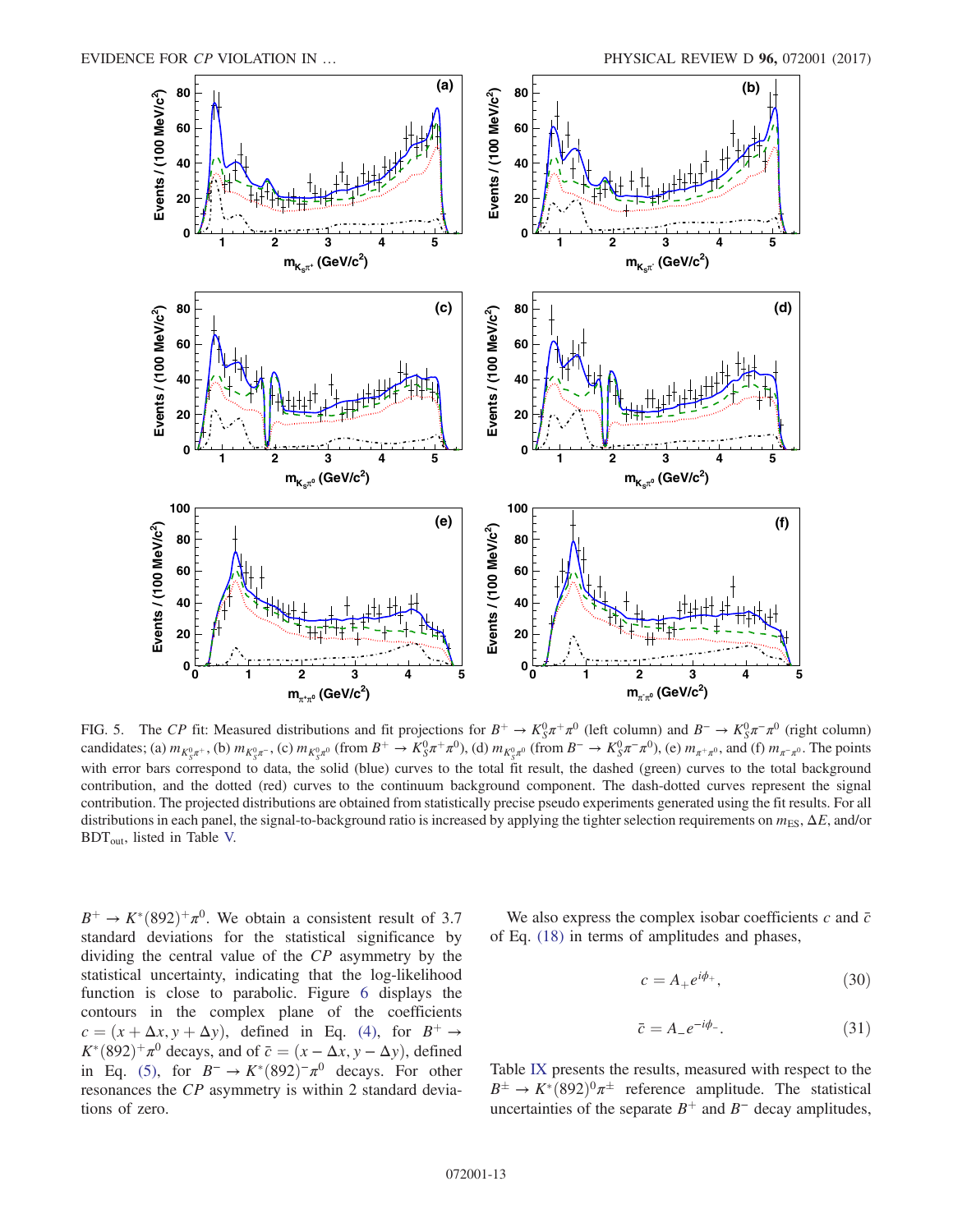FIG. 5. The $CP$ fit: Measured distributions and fit projections for $B^+ \to K_S^0\pi^+\pi^0$ (left column) and $B^- \to K_S^0\pi^-\pi^0$ (right column) candidates; (a) $m_{K_S^0\pi^+}$, (b) $m_{K_S^0\pi^-}$, (c) $m_{K_S^0\pi^0}$ (from $B^+ \to K_S^0\pi^+\pi^0$), (d) $m_{K_S^0\pi^0}$ (from $B^- \to K_S^0\pi^-\pi^0$), (e) $m_{\pi^+\pi^0}$, and (f) $m_{\pi^-\pi^0}$. The points with error bars correspond to data, the solid (blue) curves to the total fit result, the dashed (green) curves to the total background contribution, and the dotted (red) curves to the continuum background component. The dash-dotted curves represent the signal contribution. The projected distributions are obtained from statistically precise pseudo experiments generated using the fit results. For all distributions in each panel, the signal-to-background ratio is increased by applying the tighter selection requirements on $m_{\mathrm{ES}}$, $\Delta E$, and/or $\mathrm{BDT_{out}}$, listed in Table V.

$B^+ \to K^*(892)^+\pi^0$. We obtain a consistent result of 3.7 standard deviations for the statistical significance by dividing the central value of the $CP$ asymmetry by the statistical uncertainty, indicating that the log-likelihood function is close to parabolic. Figure 6 displays the contours in the complex plane of the coefficients $c = (x + \Delta x, y + \Delta y)$, defined in Eq. (4), for $B^+ \to K^*(892)^+\pi^0$ decays, and of $\bar{c} = (x - \Delta x, y - \Delta y)$, defined in Eq. (5), for $B^- \to K^*(892)^-\pi^0$ decays. For other resonances the $CP$ asymmetry is within 2 standard deviations of zero.

We also express the complex isobar coefficients $c$ and $\bar{c}$ of Eq. (18) in terms of amplitudes and phases,

$$c = A_+ e^{i\phi_+}, \tag{30}$$

$$\bar{c} = A_- e^{-i\phi_-}. \tag{31}$$

Table IX presents the results, measured with respect to the $B^\pm \to K^*(892)^0\pi^\pm$ reference amplitude. The statistical uncertainties of the separate $B^+$ and $B^-$ decay amplitudes,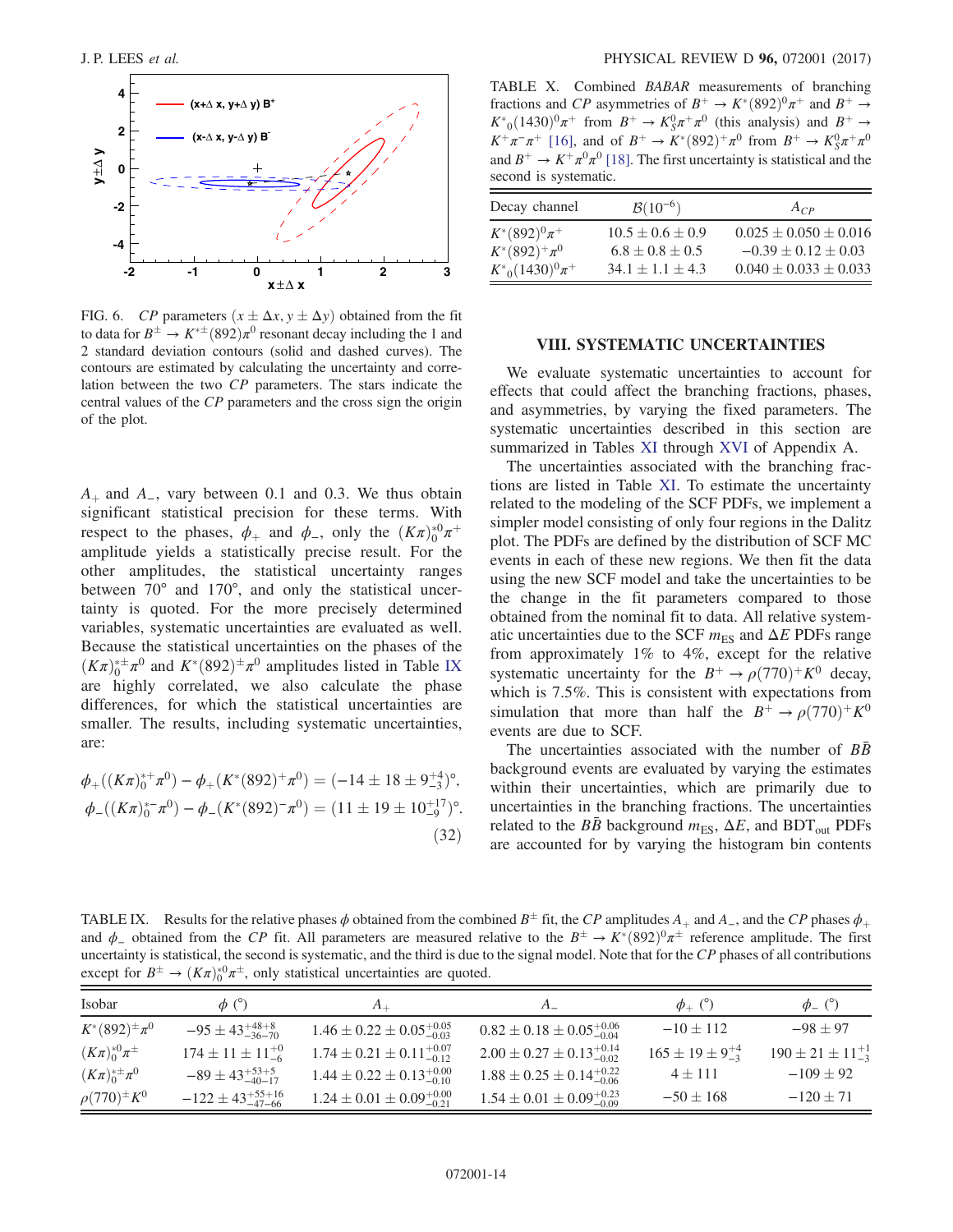FIG. 6. *CP* parameters $(x \pm \Delta x, y \pm \Delta y)$ obtained from the fit to data for $B^{\pm} \to K^{*\pm}(892)\pi^0$ resonant decay including the 1 and 2 standard deviation contours (solid and dashed curves). The contours are estimated by calculating the uncertainty and correlation between the two *CP* parameters. The stars indicate the central values of the *CP* parameters and the cross sign the origin of the plot.

$A_+$ and $A_-$, vary between 0.1 and 0.3. We thus obtain significant statistical precision for these terms. With respect to the phases, $\phi_+$ and $\phi_-$, only the $(K\pi)_0^{*0}\pi^+$ amplitude yields a statistically precise result. For the other amplitudes, the statistical uncertainty ranges between 70° and 170°, and only the statistical uncertainty is quoted. For the more precisely determined variables, systematic uncertainties are evaluated as well. Because the statistical uncertainties on the phases of the $(K\pi)_0^{*\pm}\pi^0$ and $K^*(892)^{\pm}\pi^0$ amplitudes listed in Table IX are highly correlated, we also calculate the phase differences, for which the statistical uncertainties are smaller. The results, including systematic uncertainties, are:

$$
\begin{aligned}
\phi_+((K\pi)_0^{*+}\pi^0) - \phi_+(K^*(892)^+\pi^0) &= (-14 \pm 18 \pm 9^{+4}_{-3})^{\circ}, \\
\phi_-((K\pi)_0^{*-}\pi^0) - \phi_-(K^*(892)^-\pi^0) &= (11 \pm 19 \pm 10^{+17}_{-9})^{\circ}.
\end{aligned}
\tag{32}
$$

TABLE X. Combined *BABAR* measurements of branching fractions and *CP* asymmetries of $B^+ \to K^*(892)^0\pi^+$ and $B^+ \to K^*{}_0(1430)^0\pi^+$ from $B^+ \to K_S^0\pi^+\pi^0$ (this analysis) and $B^+ \to K^+\pi^-\pi^+$ [16], and of $B^+ \to K^*(892)^+\pi^0$ from $B^+ \to K_S^0\pi^+\pi^0$ and $B^+ \to K^+\pi^0\pi^0$ [18]. The first uncertainty is statistical and the second is systematic.

| Decay channel | $\mathcal{B}(10^{-6})$ | $A_{CP}$ |
|---|---|---|
| $K^*(892)^0\pi^+$ | $10.5 \pm 0.6 \pm 0.9$ | $0.025 \pm 0.050 \pm 0.016$ |
| $K^*(892)^+\pi^0$ | $6.8 \pm 0.8 \pm 0.5$ | $-0.39 \pm 0.12 \pm 0.03$ |
| $K^*{}_0(1430)^0\pi^+$ | $34.1 \pm 1.1 \pm 4.3$ | $0.040 \pm 0.033 \pm 0.033$ |

## VIII. SYSTEMATIC UNCERTAINTIES

We evaluate systematic uncertainties to account for effects that could affect the branching fractions, phases, and asymmetries, by varying the fixed parameters. The systematic uncertainties described in this section are summarized in Tables XI through XVI of Appendix A.

The uncertainties associated with the branching fractions are listed in Table XI. To estimate the uncertainty related to the modeling of the SCF PDFs, we implement a simpler model consisting of only four regions in the Dalitz plot. The PDFs are defined by the distribution of SCF MC events in each of these new regions. We then fit the data using the new SCF model and take the uncertainties to be the change in the fit parameters compared to those obtained from the nominal fit to data. All relative systematic uncertainties due to the SCF $m_{\rm ES}$ and $\Delta E$ PDFs range from approximately 1% to 4%, except for the relative systematic uncertainty for the $B^+ \to \rho(770)^+K^0$ decay, which is 7.5%. This is consistent with expectations from simulation that more than half the $B^+ \to \rho(770)^+K^0$ events are due to SCF.

The uncertainties associated with the number of $B\bar{B}$ background events are evaluated by varying the estimates within their uncertainties, which are primarily due to uncertainties in the branching fractions. The uncertainties related to the $B\bar{B}$ background $m_{\rm ES}$, $\Delta E$, and $\mathrm{BDT_{out}}$ PDFs are accounted for by varying the histogram bin contents

TABLE IX. Results for the relative phases $\phi$ obtained from the combined $B^{\pm}$ fit, the *CP* amplitudes $A_+$ and $A_-$, and the *CP* phases $\phi_+$ and $\phi_-$ obtained from the *CP* fit. All parameters are measured relative to the $B^{\pm} \to K^*(892)^0\pi^{\pm}$ reference amplitude. The first uncertainty is statistical, the second is systematic, and the third is due to the signal model. Note that for the *CP* phases of all contributions except for $B^{\pm} \to (K\pi)_0^{*0}\pi^{\pm}$, only statistical uncertainties are quoted.

| Isobar | $\phi$ (°) | $A_+$ | $A_-$ | $\phi_+$ (°) | $\phi_-$ (°) |
|---|---|---|---|---|---|
| $K^*(892)^{\pm}\pi^0$ | $-95 \pm 43^{+48+8}_{-36-70}$ | $1.46 \pm 0.22 \pm 0.05^{+0.05}_{-0.03}$ | $0.82 \pm 0.18 \pm 0.05^{+0.06}_{-0.04}$ | $-10 \pm 112$ | $-98 \pm 97$ |
| $(K\pi)_0^{*0}\pi^{\pm}$ | $174 \pm 11 \pm 11^{+0}_{-6}$ | $1.74 \pm 0.21 \pm 0.11^{+0.07}_{-0.12}$ | $2.00 \pm 0.27 \pm 0.13^{+0.14}_{-0.02}$ | $165 \pm 19 \pm 9^{+4}_{-3}$ | $190 \pm 21 \pm 11^{+1}_{-3}$ |
| $(K\pi)_0^{*\pm}\pi^0$ | $-89 \pm 43^{+53+5}_{-40-17}$ | $1.44 \pm 0.22 \pm 0.13^{+0.00}_{-0.10}$ | $1.88 \pm 0.25 \pm 0.14^{+0.22}_{-0.06}$ | $4 \pm 111$ | $-109 \pm 92$ |
| $\rho(770)^{\pm}K^0$ | $-122 \pm 43^{+55+16}_{-47-66}$ | $1.24 \pm 0.01 \pm 0.09^{+0.00}_{-0.21}$ | $1.54 \pm 0.01 \pm 0.09^{+0.23}_{-0.09}$ | $-50 \pm 168$ | $-120 \pm 71$ |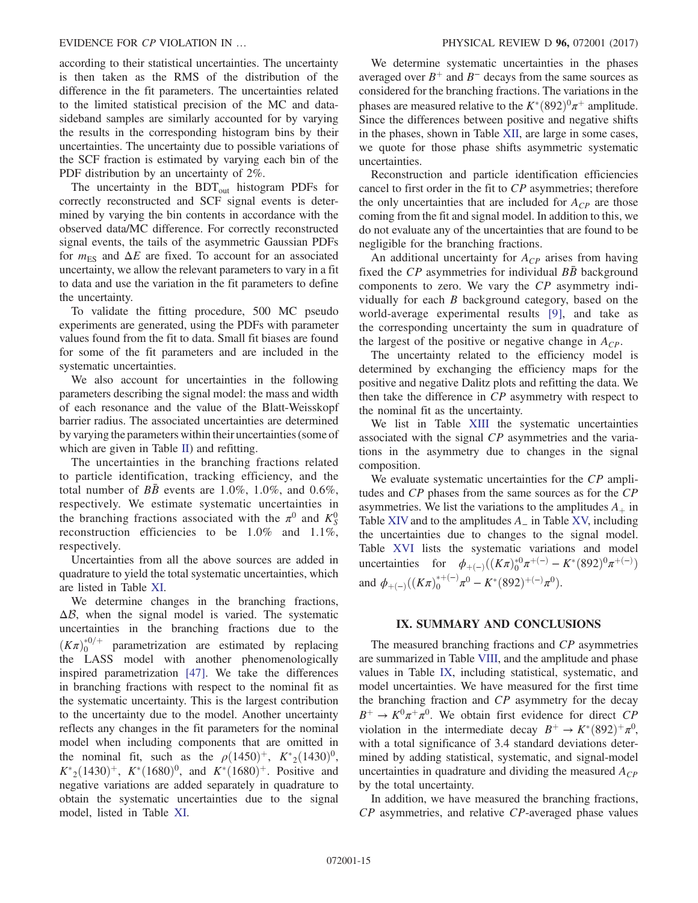according to their statistical uncertainties. The uncertainty is then taken as the RMS of the distribution of the difference in the fit parameters. The uncertainties related to the limited statistical precision of the MC and data-sideband samples are similarly accounted for by varying the results in the corresponding histogram bins by their uncertainties. The uncertainty due to possible variations of the SCF fraction is estimated by varying each bin of the PDF distribution by an uncertainty of 2%.

The uncertainty in the $\mathrm{BDT}_{\mathrm{out}}$ histogram PDFs for correctly reconstructed and SCF signal events is determined by varying the bin contents in accordance with the observed data/MC difference. For correctly reconstructed signal events, the tails of the asymmetric Gaussian PDFs for $m_{\mathrm{ES}}$ and $\Delta E$ are fixed. To account for an associated uncertainty, we allow the relevant parameters to vary in a fit to data and use the variation in the fit parameters to define the uncertainty.

To validate the fitting procedure, 500 MC pseudo experiments are generated, using the PDFs with parameter values found from the fit to data. Small fit biases are found for some of the fit parameters and are included in the systematic uncertainties.

We also account for uncertainties in the following parameters describing the signal model: the mass and width of each resonance and the value of the Blatt-Weisskopf barrier radius. The associated uncertainties are determined by varying the parameters within their uncertainties (some of which are given in Table II) and refitting.

The uncertainties in the branching fractions related to particle identification, tracking efficiency, and the total number of $B\bar{B}$ events are 1.0%, 1.0%, and 0.6%, respectively. We estimate systematic uncertainties in the branching fractions associated with the $\pi^0$ and $K^0_S$ reconstruction efficiencies to be 1.0% and 1.1%, respectively.

Uncertainties from all the above sources are added in quadrature to yield the total systematic uncertainties, which are listed in Table XI.

We determine changes in the branching fractions, $\Delta\mathcal{B}$, when the signal model is varied. The systematic uncertainties in the branching fractions due to the $(K\pi)^{*0/+}_0$ parametrization are estimated by replacing the LASS model with another phenomenologically inspired parametrization [47]. We take the differences in branching fractions with respect to the nominal fit as the systematic uncertainty. This is the largest contribution to the uncertainty due to the model. Another uncertainty reflects any changes in the fit parameters for the nominal model when including components that are omitted in the nominal fit, such as the $\rho(1450)^+$, $K^*{}_2(1430)^0$, $K^*{}_2(1430)^+$, $K^*(1680)^0$, and $K^*(1680)^+$. Positive and negative variations are added separately in quadrature to obtain the systematic uncertainties due to the signal model, listed in Table XI.

We determine systematic uncertainties in the phases averaged over $B^+$ and $B^-$ decays from the same sources as considered for the branching fractions. The variations in the phases are measured relative to the $K^*(892)^0\pi^+$ amplitude. Since the differences between positive and negative shifts in the phases, shown in Table XII, are large in some cases, we quote for those phase shifts asymmetric systematic uncertainties.

Reconstruction and particle identification efficiencies cancel to first order in the fit to $CP$ asymmetries; therefore the only uncertainties that are included for $A_{CP}$ are those coming from the fit and signal model. In addition to this, we do not evaluate any of the uncertainties that are found to be negligible for the branching fractions.

An additional uncertainty for $A_{CP}$ arises from having fixed the $CP$ asymmetries for individual $B\bar{B}$ background components to zero. We vary the $CP$ asymmetry individually for each $B$ background category, based on the world-average experimental results [9], and take as the corresponding uncertainty the sum in quadrature of the largest of the positive or negative change in $A_{CP}$.

The uncertainty related to the efficiency model is determined by exchanging the efficiency maps for the positive and negative Dalitz plots and refitting the data. We then take the difference in $CP$ asymmetry with respect to the nominal fit as the uncertainty.

We list in Table XIII the systematic uncertainties associated with the signal $CP$ asymmetries and the variations in the asymmetry due to changes in the signal composition.

We evaluate systematic uncertainties for the $CP$ amplitudes and $CP$ phases from the same sources as for the $CP$ asymmetries. We list the variations to the amplitudes $A_+$ in Table XIV and to the amplitudes $A_-$ in Table XV, including the uncertainties due to changes to the signal model. Table XVI lists the systematic variations and model uncertainties for $\phi_{+(-)}((K\pi)^{*0}_0\pi^{+(-)} - K^*(892)^0\pi^{+(-)})$ and $\phi_{+(-)}((K\pi)^{*+(-)}_0\pi^0 - K^*(892)^{+(-)}\pi^0)$.

## IX. SUMMARY AND CONCLUSIONS

The measured branching fractions and $CP$ asymmetries are summarized in Table VIII, and the amplitude and phase values in Table IX, including statistical, systematic, and model uncertainties. We have measured for the first time the branching fraction and $CP$ asymmetry for the decay $B^+ \to K^0\pi^+\pi^0$. We obtain first evidence for direct $CP$ violation in the intermediate decay $B^+ \to K^*(892)^+\pi^0$, with a total significance of 3.4 standard deviations determined by adding statistical, systematic, and signal-model uncertainties in quadrature and dividing the measured $A_{CP}$ by the total uncertainty.

In addition, we have measured the branching fractions, $CP$ asymmetries, and relative $CP$-averaged phase values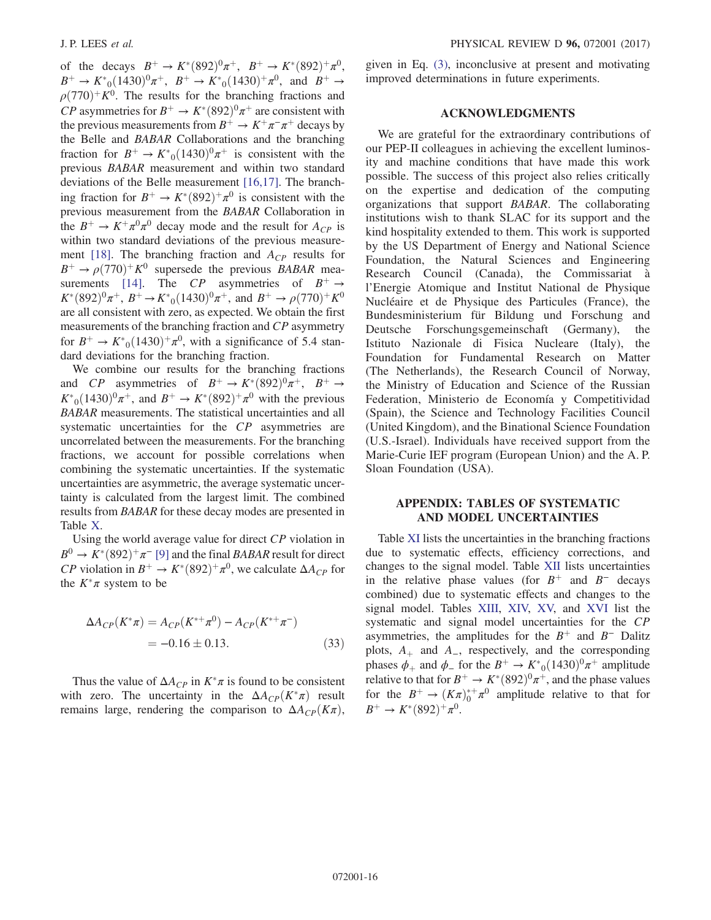of the decays $B^+ \to K^*(892)^0\pi^+$, $B^+ \to K^*(892)^+\pi^0$, $B^+ \to K^*{}_0(1430)^0\pi^+$, $B^+ \to K^*{}_0(1430)^+\pi^0$, and $B^+ \to \rho(770)^+K^0$. The results for the branching fractions and $CP$ asymmetries for $B^+ \to K^*(892)^0\pi^+$ are consistent with the previous measurements from $B^+ \to K^+\pi^-\pi^+$ decays by the Belle and *BABAR* Collaborations and the branching fraction for $B^+ \to K^*{}_0(1430)^0\pi^+$ is consistent with the previous *BABAR* measurement and within two standard deviations of the Belle measurement [16,17]. The branching fraction for $B^+ \to K^*(892)^+\pi^0$ is consistent with the previous measurement from the *BABAR* Collaboration in the $B^+ \to K^+\pi^0\pi^0$ decay mode and the result for $A_{CP}$ is within two standard deviations of the previous measurement [18]. The branching fraction and $A_{CP}$ results for $B^+ \to \rho(770)^+K^0$ supersede the previous *BABAR* measurements [14]. The $CP$ asymmetries of $B^+ \to K^*(892)^0\pi^+$, $B^+ \to K^*{}_0(1430)^0\pi^+$, and $B^+ \to \rho(770)^+K^0$ are all consistent with zero, as expected. We obtain the first measurements of the branching fraction and $CP$ asymmetry for $B^+ \to K^*{}_0(1430)^+\pi^0$, with a significance of 5.4 standard deviations for the branching fraction.

We combine our results for the branching fractions and $CP$ asymmetries of $B^+ \to K^*(892)^0\pi^+$, $B^+ \to K^*{}_0(1430)^0\pi^+$, and $B^+ \to K^*(892)^+\pi^0$ with the previous *BABAR* measurements. The statistical uncertainties and all systematic uncertainties for the $CP$ asymmetries are uncorrelated between the measurements. For the branching fractions, we account for possible correlations when combining the systematic uncertainties. If the systematic uncertainties are asymmetric, the average systematic uncertainty is calculated from the largest limit. The combined results from *BABAR* for these decay modes are presented in Table X.

Using the world average value for direct $CP$ violation in $B^0 \to K^*(892)^+\pi^-$ [9] and the final *BABAR* result for direct $CP$ violation in $B^+ \to K^*(892)^+\pi^0$, we calculate $\Delta A_{CP}$ for the $K^*\pi$ system to be

$$\begin{aligned} \Delta A_{CP}(K^*\pi) &= A_{CP}(K^{*+}\pi^0) - A_{CP}(K^{*+}\pi^-) \\ &= -0.16 \pm 0.13. \end{aligned} \tag{33}$$

Thus the value of $\Delta A_{CP}$ in $K^*\pi$ is found to be consistent with zero. The uncertainty in the $\Delta A_{CP}(K^*\pi)$ result remains large, rendering the comparison to $\Delta A_{CP}(K\pi)$, given in Eq. (3), inconclusive at present and motivating improved determinations in future experiments.

## ACKNOWLEDGMENTS

We are grateful for the extraordinary contributions of our PEP-II colleagues in achieving the excellent luminosity and machine conditions that have made this work possible. The success of this project also relies critically on the expertise and dedication of the computing organizations that support *BABAR*. The collaborating institutions wish to thank SLAC for its support and the kind hospitality extended to them. This work is supported by the US Department of Energy and National Science Foundation, the Natural Sciences and Engineering Research Council (Canada), the Commissariat à l'Energie Atomique and Institut National de Physique Nucléaire et de Physique des Particules (France), the Bundesministerium für Bildung und Forschung and Deutsche Forschungsgemeinschaft (Germany), the Istituto Nazionale di Fisica Nucleare (Italy), the Foundation for Fundamental Research on Matter (The Netherlands), the Research Council of Norway, the Ministry of Education and Science of the Russian Federation, Ministerio de Economía y Competitividad (Spain), the Science and Technology Facilities Council (United Kingdom), and the Binational Science Foundation (U.S.-Israel). Individuals have received support from the Marie-Curie IEF program (European Union) and the A. P. Sloan Foundation (USA).

## APPENDIX: TABLES OF SYSTEMATIC AND MODEL UNCERTAINTIES

Table XI lists the uncertainties in the branching fractions due to systematic effects, efficiency corrections, and changes to the signal model. Table XII lists uncertainties in the relative phase values (for $B^+$ and $B^-$ decays combined) due to systematic effects and changes to the signal model. Tables XIII, XIV, XV, and XVI list the systematic and signal model uncertainties for the $CP$ asymmetries, the amplitudes for the $B^+$ and $B^-$ Dalitz plots, $A_+$ and $A_-$, respectively, and the corresponding phases $\phi_+$ and $\phi_-$ for the $B^+ \to K^*{}_0(1430)^0\pi^+$ amplitude relative to that for $B^+ \to K^*(892)^0\pi^+$, and the phase values for the $B^+ \to (K\pi)_0^{*+}\pi^0$ amplitude relative to that for $B^+ \to K^*(892)^+\pi^0$.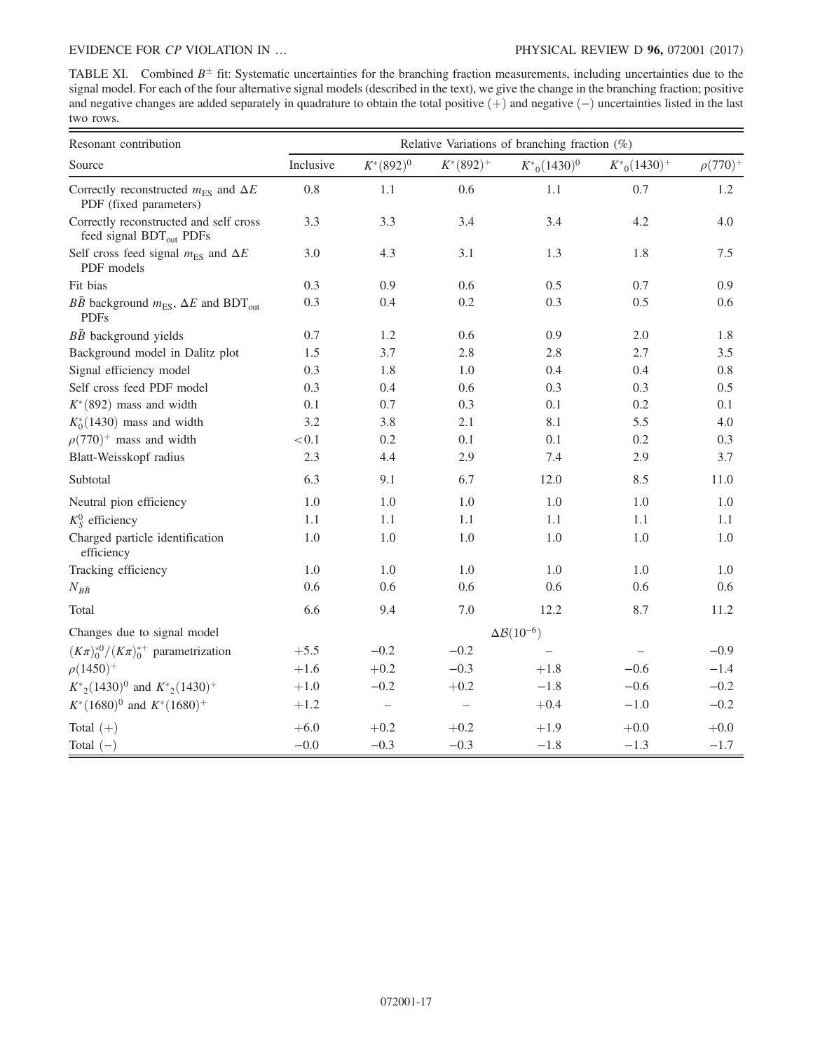TABLE XI. Combined $B^{\pm}$ fit: Systematic uncertainties for the branching fraction measurements, including uncertainties due to the signal model. For each of the four alternative signal models (described in the text), we give the change in the branching fraction; positive and negative changes are added separately in quadrature to obtain the total positive (+) and negative (−) uncertainties listed in the last two rows.

| Resonant contribution | Relative Variations of branching fraction (%) | | | | | |
|---|---|---|---|---|---|---|
| Source | Inclusive | $K^*(892)^0$ | $K^*(892)^+$ | $K^*{}_0(1430)^0$ | $K^*{}_0(1430)^+$ | $\rho(770)^+$ |
| Correctly reconstructed $m_{\mathrm{ES}}$ and $\Delta E$ PDF (fixed parameters) | 0.8 | 1.1 | 0.6 | 1.1 | 0.7 | 1.2 |
| Correctly reconstructed and self cross feed signal $\mathrm{BDT_{out}}$ PDFs | 3.3 | 3.3 | 3.4 | 3.4 | 4.2 | 4.0 |
| Self cross feed signal $m_{\mathrm{ES}}$ and $\Delta E$ PDF models | 3.0 | 4.3 | 3.1 | 1.3 | 1.8 | 7.5 |
| Fit bias | 0.3 | 0.9 | 0.6 | 0.5 | 0.7 | 0.9 |
| $B\bar{B}$ background $m_{\mathrm{ES}}$, $\Delta E$ and $\mathrm{BDT_{out}}$ PDFs | 0.3 | 0.4 | 0.2 | 0.3 | 0.5 | 0.6 |
| $B\bar{B}$ background yields | 0.7 | 1.2 | 0.6 | 0.9 | 2.0 | 1.8 |
| Background model in Dalitz plot | 1.5 | 3.7 | 2.8 | 2.8 | 2.7 | 3.5 |
| Signal efficiency model | 0.3 | 1.8 | 1.0 | 0.4 | 0.4 | 0.8 |
| Self cross feed PDF model | 0.3 | 0.4 | 0.6 | 0.3 | 0.3 | 0.5 |
| $K^*(892)$ mass and width | 0.1 | 0.7 | 0.3 | 0.1 | 0.2 | 0.1 |
| $K_0^*(1430)$ mass and width | 3.2 | 3.8 | 2.1 | 8.1 | 5.5 | 4.0 |
| $\rho(770)^+$ mass and width | $<0.1$ | 0.2 | 0.1 | 0.1 | 0.2 | 0.3 |
| Blatt-Weisskopf radius | 2.3 | 4.4 | 2.9 | 7.4 | 2.9 | 3.7 |
| Subtotal | 6.3 | 9.1 | 6.7 | 12.0 | 8.5 | 11.0 |
| Neutral pion efficiency | 1.0 | 1.0 | 1.0 | 1.0 | 1.0 | 1.0 |
| $K_S^0$ efficiency | 1.1 | 1.1 | 1.1 | 1.1 | 1.1 | 1.1 |
| Charged particle identification efficiency | 1.0 | 1.0 | 1.0 | 1.0 | 1.0 | 1.0 |
| Tracking efficiency | 1.0 | 1.0 | 1.0 | 1.0 | 1.0 | 1.0 |
| $N_{B\bar{B}}$ | 0.6 | 0.6 | 0.6 | 0.6 | 0.6 | 0.6 |
| Total | 6.6 | 9.4 | 7.0 | 12.2 | 8.7 | 11.2 |
| Changes due to signal model | $\Delta\mathcal{B}(10^{-6})$ | | | | | |
| $(K\pi)_0^{*0}/(K\pi)_0^{*+}$ parametrization | +5.5 | −0.2 | −0.2 | – | – | −0.9 |
| $\rho(1450)^+$ | +1.6 | +0.2 | −0.3 | +1.8 | −0.6 | −1.4 |
| $K^*{}_2(1430)^0$ and $K^*{}_2(1430)^+$ | +1.0 | −0.2 | +0.2 | −1.8 | −0.6 | −0.2 |
| $K^*(1680)^0$ and $K^*(1680)^+$ | +1.2 | – | – | +0.4 | −1.0 | −0.2 |
| Total (+) | +6.0 | +0.2 | +0.2 | +1.9 | +0.0 | +0.0 |
| Total (−) | −0.0 | −0.3 | −0.3 | −1.8 | −1.3 | −1.7 |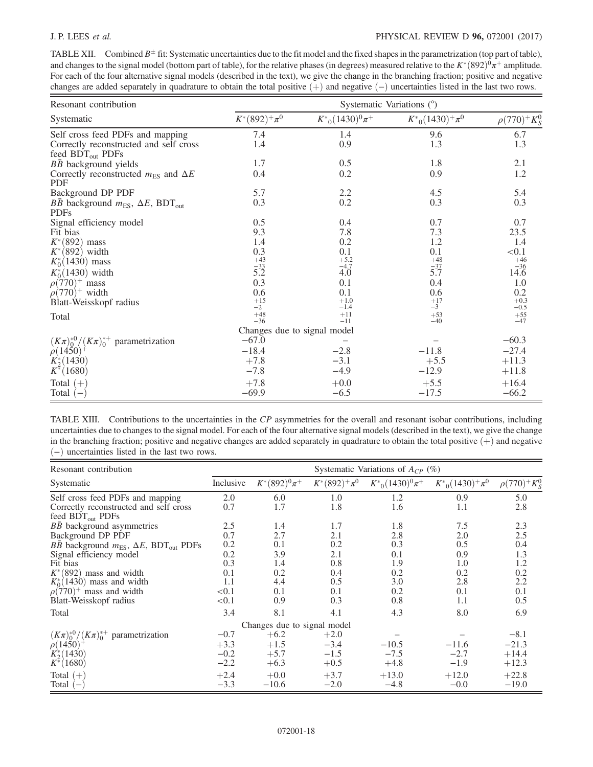TABLE XII. Combined $B^{\pm}$ fit: Systematic uncertainties due to the fit model and the fixed shapes in the parametrization (top part of table), and changes to the signal model (bottom part of table), for the relative phases (in degrees) measured relative to the $K^*(892)^0\pi^+$ amplitude. For each of the four alternative signal models (described in the text), we give the change in the branching fraction; positive and negative changes are added separately in quadrature to obtain the total positive (+) and negative (−) uncertainties listed in the last two rows.

| Resonant contribution | Systematic Variations (°) | | | |
|---|---|---|---|---|
| Systematic | $K^*(892)^+\pi^0$ | $K^*{}_0(1430)^0\pi^+$ | $K^*{}_0(1430)^+\pi^0$ | $\rho(770)^+K^0_S$ |
| Self cross feed PDFs and mapping | 7.4 | 1.4 | 9.6 | 6.7 |
| Correctly reconstructed and self cross feed $\mathrm{BDT_{out}}$ PDFs | 1.4 | 0.9 | 1.3 | 1.3 |
| $B\bar{B}$ background yields | 1.7 | 0.5 | 1.8 | 2.1 |
| Correctly reconstructed $m_{\mathrm{ES}}$ and $\Delta E$ PDF | 0.4 | 0.2 | 0.9 | 1.2 |
| Background DP PDF | 5.7 | 2.2 | 4.5 | 5.4 |
| $B\bar{B}$ background $m_{\mathrm{ES}}$, $\Delta E$, $\mathrm{BDT_{out}}$ PDFs | 0.3 | 0.2 | 0.3 | 0.3 |
| Signal efficiency model | 0.5 | 0.4 | 0.7 | 0.7 |
| Fit bias | 9.3 | 7.8 | 7.3 | 23.5 |
| $K^*(892)$ mass | 1.4 | 0.2 | 1.2 | 1.4 |
| $K^*(892)$ width | 0.3 | 0.1 | 0.1 | <0.1 |
| $K^*_0(1430)$ mass | $^{+43}_{-33}$ | $^{+5.2}_{-4.7}$ | $^{+48}_{-37}$ | $^{+46}_{-36}$ |
| $K^*_0(1430)$ width | 5.2 | 4.0 | 5.7 | 14.6 |
| $\rho(770)^+$ mass | 0.3 | 0.1 | 0.4 | 1.0 |
| $\rho(770)^+$ width | 0.6 | 0.1 | 0.6 | 0.2 |
| Blatt-Weisskopf radius | $^{+15}_{-2}$ | $^{+1.0}_{-1.4}$ | $^{+17}_{-3}$ | $^{+0.3}_{-0.5}$ |
| Total | $^{+48}_{-36}$ | $^{+11}_{-11}$ | $^{+53}_{-40}$ | $^{+55}_{-47}$ |
| | Changes due to signal model | | | |
| $(K\pi)^{*0}_0/(K\pi)^{*+}_0$ parametrization | −67.0 | – | – | −60.3 |
| $\rho(1450)^+$ | −18.4 | −2.8 | −11.8 | −27.4 |
| $K^*_2(1430)$ | +7.8 | −3.1 | +5.5 | +11.3 |
| $K^*(1680)$ | −7.8 | −4.9 | −12.9 | +11.8 |
| Total (+) | +7.8 | +0.0 | +5.5 | +16.4 |
| Total (−) | −69.9 | −6.5 | −17.5 | −66.2 |

TABLE XIII. Contributions to the uncertainties in the $CP$ asymmetries for the overall and resonant isobar contributions, including uncertainties due to changes to the signal model. For each of the four alternative signal models (described in the text), we give the change in the branching fraction; positive and negative changes are added separately in quadrature to obtain the total positive (+) and negative (−) uncertainties listed in the last two rows.

| Resonant contribution | Systematic Variations of $A_{CP}$ (%) | | | | | |
|---|---|---|---|---|---|---|
| Systematic | Inclusive | $K^*(892)^0\pi^+$ | $K^*(892)^+\pi^0$ | $K^*{}_0(1430)^0\pi^+$ | $K^*{}_0(1430)^+\pi^0$ | $\rho(770)^+K^0_S$ |
| Self cross feed PDFs and mapping | 2.0 | 6.0 | 1.0 | 1.2 | 0.9 | 5.0 |
| Correctly reconstructed and self cross feed $\mathrm{BDT_{out}}$ PDFs | 0.7 | 1.7 | 1.8 | 1.6 | 1.1 | 2.8 |
| $B\bar{B}$ background asymmetries | 2.5 | 1.4 | 1.7 | 1.8 | 7.5 | 2.3 |
| Background DP PDF | 0.7 | 2.7 | 2.1 | 2.8 | 2.0 | 2.5 |
| $B\bar{B}$ background $m_{\mathrm{ES}}$, $\Delta E$, $\mathrm{BDT_{out}}$ PDFs | 0.2 | 0.1 | 0.2 | 0.3 | 0.5 | 0.4 |
| Signal efficiency model | 0.2 | 3.9 | 2.1 | 0.1 | 0.9 | 1.3 |
| Fit bias | 0.3 | 1.4 | 0.8 | 1.9 | 1.0 | 1.2 |
| $K^*(892)$ mass and width | 0.1 | 0.2 | 0.4 | 0.2 | 0.2 | 0.2 |
| $K^*_0(1430)$ mass and width | 1.1 | 4.4 | 0.5 | 3.0 | 2.8 | 2.2 |
| $\rho(770)^+$ mass and width | <0.1 | 0.1 | 0.1 | 0.2 | 0.1 | 0.1 |
| Blatt-Weisskopf radius | <0.1 | 0.9 | 0.3 | 0.8 | 1.1 | 0.5 |
| Total | 3.4 | 8.1 | 4.1 | 4.3 | 8.0 | 6.9 |
| | | Changes due to signal model | | | | |
| $(K\pi)^{*0}_0/(K\pi)^{*+}_0$ parametrization | −0.7 | +6.2 | +2.0 | – | – | −8.1 |
| $\rho(1450)^+$ | +3.3 | +1.5 | −3.4 | −10.5 | −11.6 | −21.3 |
| $K^*_2(1430)$ | −0.2 | +5.7 | −1.5 | −7.5 | −2.7 | +14.4 |
| $K^*(1680)$ | −2.2 | +6.3 | +0.5 | +4.8 | −1.9 | +12.3 |
| Total (+) | +2.4 | +0.0 | +3.7 | +13.0 | +12.0 | +22.8 |
| Total (−) | −3.3 | −10.6 | −2.0 | −4.8 | −0.0 | −19.0 |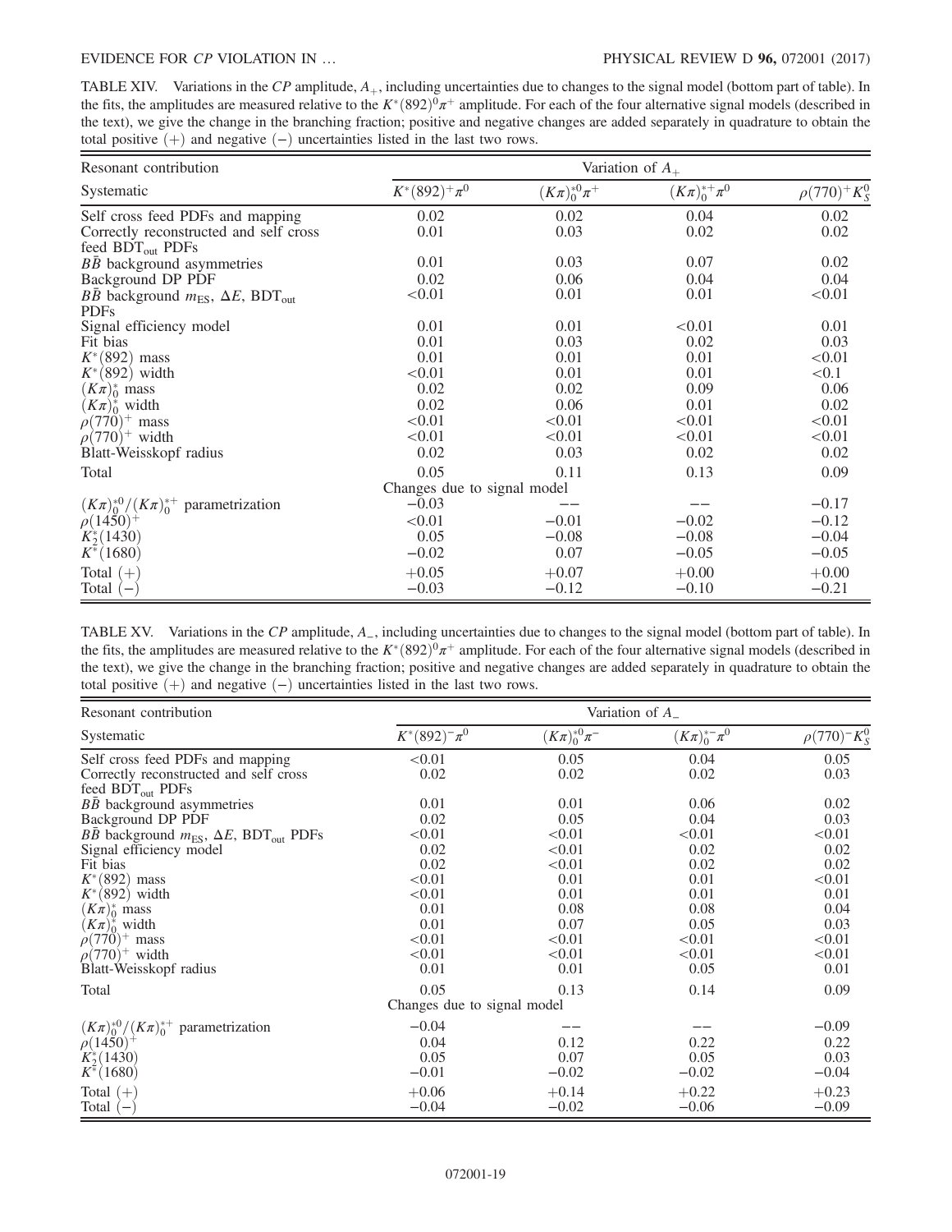TABLE XIV. Variations in the *CP* amplitude, $A_+$, including uncertainties due to changes to the signal model (bottom part of table). In the fits, the amplitudes are measured relative to the $K^*(892)^0\pi^+$ amplitude. For each of the four alternative signal models (described in the text), we give the change in the branching fraction; positive and negative changes are added separately in quadrature to obtain the total positive (+) and negative (−) uncertainties listed in the last two rows.

| Resonant contribution | Variation of $A_+$ | | | |
|---|---|---|---|---|
| Systematic | $K^*(892)^+\pi^0$ | $(K\pi)_0^{*0}\pi^+$ | $(K\pi)_0^{*+}\pi^0$ | $\rho(770)^+K_S^0$ |
| Self cross feed PDFs and mapping | 0.02 | 0.02 | 0.04 | 0.02 |
| Correctly reconstructed and self cross feed $\mathrm{BDT_{out}}$ PDFs | 0.01 | 0.03 | 0.02 | 0.02 |
| $B\bar{B}$ background asymmetries | 0.01 | 0.03 | 0.07 | 0.02 |
| Background DP PDF | 0.02 | 0.06 | 0.04 | 0.04 |
| $B\bar{B}$ background $m_{\mathrm{ES}}$, $\Delta E$, $\mathrm{BDT_{out}}$ PDFs | <0.01 | 0.01 | 0.01 | <0.01 |
| Signal efficiency model | 0.01 | 0.01 | <0.01 | 0.01 |
| Fit bias | 0.01 | 0.03 | 0.02 | 0.03 |
| $K^*(892)$ mass | 0.01 | 0.01 | 0.01 | <0.01 |
| $K^*(892)$ width | <0.01 | 0.01 | 0.01 | <0.1 |
| $(K\pi)_0^*$ mass | 0.02 | 0.02 | 0.09 | 0.06 |
| $(K\pi)_0^*$ width | 0.02 | 0.06 | 0.01 | 0.02 |
| $\rho(770)^+$ mass | <0.01 | <0.01 | <0.01 | <0.01 |
| $\rho(770)^+$ width | <0.01 | <0.01 | <0.01 | <0.01 |
| Blatt-Weisskopf radius | 0.02 | 0.03 | 0.02 | 0.02 |
| Total | 0.05 | 0.11 | 0.13 | 0.09 |
| | Changes due to signal model | | | |
| $(K\pi)_0^{*0}/(K\pi)_0^{*+}$ parametrization | −0.03 | −− | −− | −0.17 |
| $\rho(1450)^+$ | <0.01 | −0.01 | −0.02 | −0.12 |
| $K_2^*(1430)$ | 0.05 | −0.08 | −0.08 | −0.04 |
| $K^*(1680)$ | −0.02 | 0.07 | −0.05 | −0.05 |
| Total (+) | +0.05 | +0.07 | +0.00 | +0.00 |
| Total (−) | −0.03 | −0.12 | −0.10 | −0.21 |

TABLE XV. Variations in the *CP* amplitude, $A_-$, including uncertainties due to changes to the signal model (bottom part of table). In the fits, the amplitudes are measured relative to the $K^*(892)^0\pi^+$ amplitude. For each of the four alternative signal models (described in the text), we give the change in the branching fraction; positive and negative changes are added separately in quadrature to obtain the total positive (+) and negative (−) uncertainties listed in the last two rows.

| Resonant contribution | Variation of $A_-$ | | | |
|---|---|---|---|---|
| Systematic | $K^*(892)^-\pi^0$ | $(K\pi)_0^{*0}\pi^-$ | $(K\pi)_0^{*-}\pi^0$ | $\rho(770)^-K_S^0$ |
| Self cross feed PDFs and mapping | <0.01 | 0.05 | 0.04 | 0.05 |
| Correctly reconstructed and self cross feed $\mathrm{BDT_{out}}$ PDFs | 0.02 | 0.02 | 0.02 | 0.03 |
| $B\bar{B}$ background asymmetries | 0.01 | 0.01 | 0.06 | 0.02 |
| Background DP PDF | 0.02 | 0.05 | 0.04 | 0.03 |
| $B\bar{B}$ background $m_{\mathrm{ES}}$, $\Delta E$, $\mathrm{BDT_{out}}$ PDFs | <0.01 | <0.01 | <0.01 | <0.01 |
| Signal efficiency model | 0.02 | <0.01 | 0.02 | 0.02 |
| Fit bias | 0.02 | <0.01 | 0.02 | 0.02 |
| $K^*(892)$ mass | <0.01 | 0.01 | 0.01 | <0.01 |
| $K^*(892)$ width | <0.01 | 0.01 | 0.01 | 0.01 |
| $(K\pi)_0^*$ mass | 0.01 | 0.08 | 0.08 | 0.04 |
| $(K\pi)_0^*$ width | 0.01 | 0.07 | 0.05 | 0.03 |
| $\rho(770)^+$ mass | <0.01 | <0.01 | <0.01 | <0.01 |
| $\rho(770)^+$ width | <0.01 | <0.01 | <0.01 | <0.01 |
| Blatt-Weisskopf radius | 0.01 | 0.01 | 0.05 | 0.01 |
| Total | 0.05 | 0.13 | 0.14 | 0.09 |
| | Changes due to signal model | | | |
| $(K\pi)_0^{*0}/(K\pi)_0^{*+}$ parametrization | −0.04 | −− | −− | −0.09 |
| $\rho(1450)^+$ | 0.04 | 0.12 | 0.22 | 0.22 |
| $K_2^*(1430)$ | 0.05 | 0.07 | 0.05 | 0.03 |
| $K^*(1680)$ | −0.01 | −0.02 | −0.02 | −0.04 |
| Total (+) | +0.06 | +0.14 | +0.22 | +0.23 |
| Total (−) | −0.04 | −0.02 | −0.06 | −0.09 |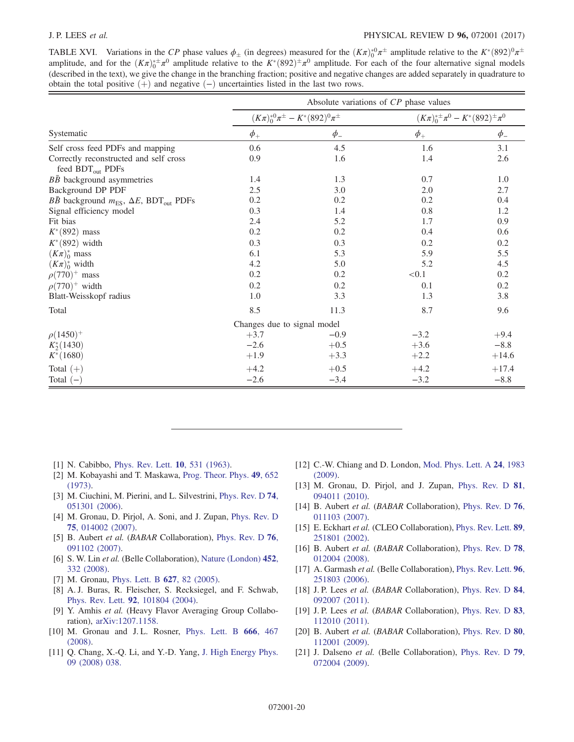TABLE XVI. Variations in the $CP$ phase values $\phi_{\pm}$ (in degrees) measured for the $(K\pi)_0^{*0}\pi^{\pm}$ amplitude relative to the $K^*(892)^0\pi^{\pm}$ amplitude, and for the $(K\pi)_0^{*\pm}\pi^0$ amplitude relative to the $K^*(892)^{\pm}\pi^0$ amplitude. For each of the four alternative signal models (described in the text), we give the change in the branching fraction; positive and negative changes are added separately in quadrature to obtain the total positive (+) and negative (−) uncertainties listed in the last two rows.

| | Absolute variations of $CP$ phase values | | | |
|---|---|---|---|---|
| | $(K\pi)_0^{*0}\pi^{\pm} - K^*(892)^0\pi^{\pm}$ | | $(K\pi)_0^{*\pm}\pi^0 - K^*(892)^{\pm}\pi^0$ | |
| Systematic | $\phi_+$ | $\phi_-$ | $\phi_+$ | $\phi_-$ |
| Self cross feed PDFs and mapping | 0.6 | 4.5 | 1.6 | 3.1 |
| Correctly reconstructed and self cross feed $\text{BDT}_{\text{out}}$ PDFs | 0.9 | 1.6 | 1.4 | 2.6 |
| $B\bar{B}$ background asymmetries | 1.4 | 1.3 | 0.7 | 1.0 |
| Background DP PDF | 2.5 | 3.0 | 2.0 | 2.7 |
| $B\bar{B}$ background $m_{\text{ES}}$, $\Delta E$, $\text{BDT}_{\text{out}}$ PDFs | 0.2 | 0.2 | 0.2 | 0.4 |
| Signal efficiency model | 0.3 | 1.4 | 0.8 | 1.2 |
| Fit bias | 2.4 | 5.2 | 1.7 | 0.9 |
| $K^*(892)$ mass | 0.2 | 0.2 | 0.4 | 0.6 |
| $K^*(892)$ width | 0.3 | 0.3 | 0.2 | 0.2 |
| $(K\pi)_0^*$ mass | 6.1 | 5.3 | 5.9 | 5.5 |
| $(K\pi)_0^*$ width | 4.2 | 5.0 | 5.2 | 4.5 |
| $\rho(770)^+$ mass | 0.2 | 0.2 | $<0.1$ | 0.2 |
| $\rho(770)^+$ width | 0.2 | 0.2 | 0.1 | 0.2 |
| Blatt-Weisskopf radius | 1.0 | 3.3 | 1.3 | 3.8 |
| Total | 8.5 | 11.3 | 8.7 | 9.6 |
| | Changes due to signal model | | | |
| $\rho(1450)^+$ | +3.7 | −0.9 | −3.2 | +9.4 |
| $K_2^*(1430)$ | −2.6 | +0.5 | +3.6 | −8.8 |
| $K^*(1680)$ | +1.9 | +3.3 | +2.2 | +14.6 |
| Total (+) | +4.2 | +0.5 | +4.2 | +17.4 |
| Total (−) | −2.6 | −3.4 | −3.2 | −8.8 |

[1] N. Cabibbo, Phys. Rev. Lett. **10**, 531 (1963).

[2] M. Kobayashi and T. Maskawa, Prog. Theor. Phys. **49**, 652 (1973).

[3] M. Ciuchini, M. Pierini, and L. Silvestrini, Phys. Rev. D **74**, 051301 (2006).

[4] M. Gronau, D. Pirjol, A. Soni, and J. Zupan, Phys. Rev. D **75**, 014002 (2007).

[5] B. Aubert *et al.* (*BABAR* Collaboration), Phys. Rev. D **76**, 091102 (2007).

[6] S. W. Lin *et al.* (Belle Collaboration), Nature (London) **452**, 332 (2008).

[7] M. Gronau, Phys. Lett. B **627**, 82 (2005).

[8] A. J. Buras, R. Fleischer, S. Recksiegel, and F. Schwab, Phys. Rev. Lett. **92**, 101804 (2004).

[9] Y. Amhis *et al.* (Heavy Flavor Averaging Group Collaboration), arXiv:1207.1158.

[10] M. Gronau and J. L. Rosner, Phys. Lett. B **666**, 467 (2008).

[11] Q. Chang, X.-Q. Li, and Y.-D. Yang, J. High Energy Phys. 09 (2008) 038.

[12] C.-W. Chiang and D. London, Mod. Phys. Lett. A **24**, 1983 (2009).

[13] M. Gronau, D. Pirjol, and J. Zupan, Phys. Rev. D **81**, 094011 (2010).

[14] B. Aubert *et al.* (*BABAR* Collaboration), Phys. Rev. D **76**, 011103 (2007).

[15] E. Eckhart *et al.* (CLEO Collaboration), Phys. Rev. Lett. **89**, 251801 (2002).

[16] B. Aubert *et al.* (*BABAR* Collaboration), Phys. Rev. D **78**, 012004 (2008).

[17] A. Garmash *et al.* (Belle Collaboration), Phys. Rev. Lett. **96**, 251803 (2006).

[18] J. P. Lees *et al.* (*BABAR* Collaboration), Phys. Rev. D **84**, 092007 (2011).

[19] J. P. Lees *et al.* (*BABAR* Collaboration), Phys. Rev. D **83**, 112010 (2011).

[20] B. Aubert *et al.* (*BABAR* Collaboration), Phys. Rev. D **80**, 112001 (2009).

[21] J. Dalseno *et al.* (Belle Collaboration), Phys. Rev. D **79**, 072004 (2009).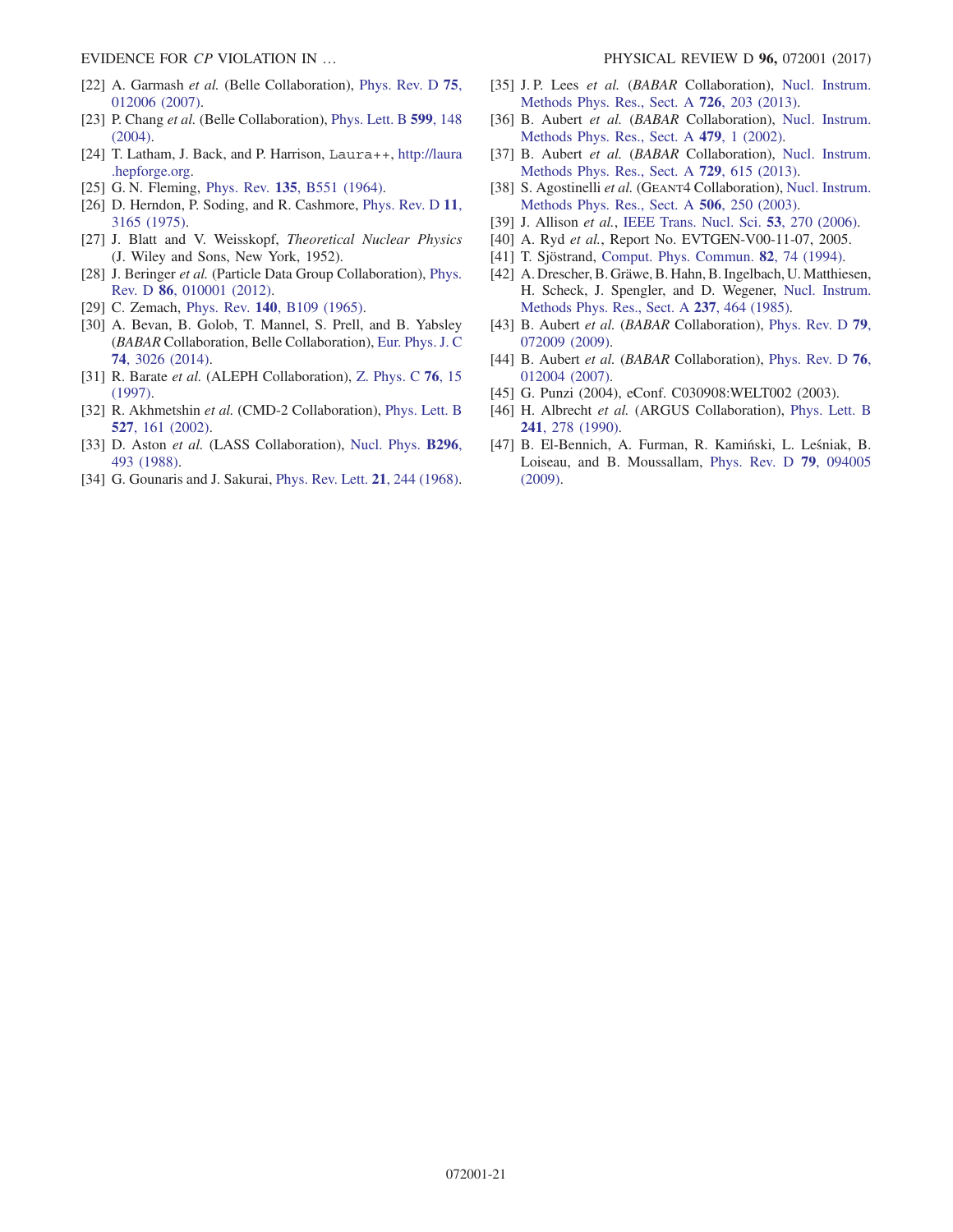[22] A. Garmash *et al.* (Belle Collaboration), Phys. Rev. D **75**, 012006 (2007).

[23] P. Chang *et al.* (Belle Collaboration), Phys. Lett. B **599**, 148 (2004).

[24] T. Latham, J. Back, and P. Harrison, Laura++, http://laura.hepforge.org.

[25] G. N. Fleming, Phys. Rev. **135**, B551 (1964).

[26] D. Herndon, P. Soding, and R. Cashmore, Phys. Rev. D **11**, 3165 (1975).

[27] J. Blatt and V. Weisskopf, *Theoretical Nuclear Physics* (J. Wiley and Sons, New York, 1952).

[28] J. Beringer *et al.* (Particle Data Group Collaboration), Phys. Rev. D **86**, 010001 (2012).

[29] C. Zemach, Phys. Rev. **140**, B109 (1965).

[30] A. Bevan, B. Golob, T. Mannel, S. Prell, and B. Yabsley (*BABAR* Collaboration, Belle Collaboration), Eur. Phys. J. C **74**, 3026 (2014).

[31] R. Barate *et al.* (ALEPH Collaboration), Z. Phys. C **76**, 15 (1997).

[32] R. Akhmetshin *et al.* (CMD-2 Collaboration), Phys. Lett. B **527**, 161 (2002).

[33] D. Aston *et al.* (LASS Collaboration), Nucl. Phys. **B296**, 493 (1988).

[34] G. Gounaris and J. Sakurai, Phys. Rev. Lett. **21**, 244 (1968).

[35] J. P. Lees *et al.* (*BABAR* Collaboration), Nucl. Instrum. Methods Phys. Res., Sect. A **726**, 203 (2013).

[36] B. Aubert *et al.* (*BABAR* Collaboration), Nucl. Instrum. Methods Phys. Res., Sect. A **479**, 1 (2002).

[37] B. Aubert *et al.* (*BABAR* Collaboration), Nucl. Instrum. Methods Phys. Res., Sect. A **729**, 615 (2013).

[38] S. Agostinelli *et al.* (GEANT4 Collaboration), Nucl. Instrum. Methods Phys. Res., Sect. A **506**, 250 (2003).

[39] J. Allison *et al.*, IEEE Trans. Nucl. Sci. **53**, 270 (2006).

[40] A. Ryd *et al.*, Report No. EVTGEN-V00-11-07, 2005.

[41] T. Sjöstrand, Comput. Phys. Commun. **82**, 74 (1994).

[42] A. Drescher, B. Gräwe, B. Hahn, B. Ingelbach, U. Matthiesen, H. Scheck, J. Spengler, and D. Wegener, Nucl. Instrum. Methods Phys. Res., Sect. A **237**, 464 (1985).

[43] B. Aubert *et al.* (*BABAR* Collaboration), Phys. Rev. D **79**, 072009 (2009).

[44] B. Aubert *et al.* (*BABAR* Collaboration), Phys. Rev. D **76**, 012004 (2007).

[45] G. Punzi (2004), eConf. C030908:WELT002 (2003).

[46] H. Albrecht *et al.* (ARGUS Collaboration), Phys. Lett. B **241**, 278 (1990).

[47] B. El-Bennich, A. Furman, R. Kamiński, L. Leśniak, B. Loiseau, and B. Moussallam, Phys. Rev. D **79**, 094005 (2009).